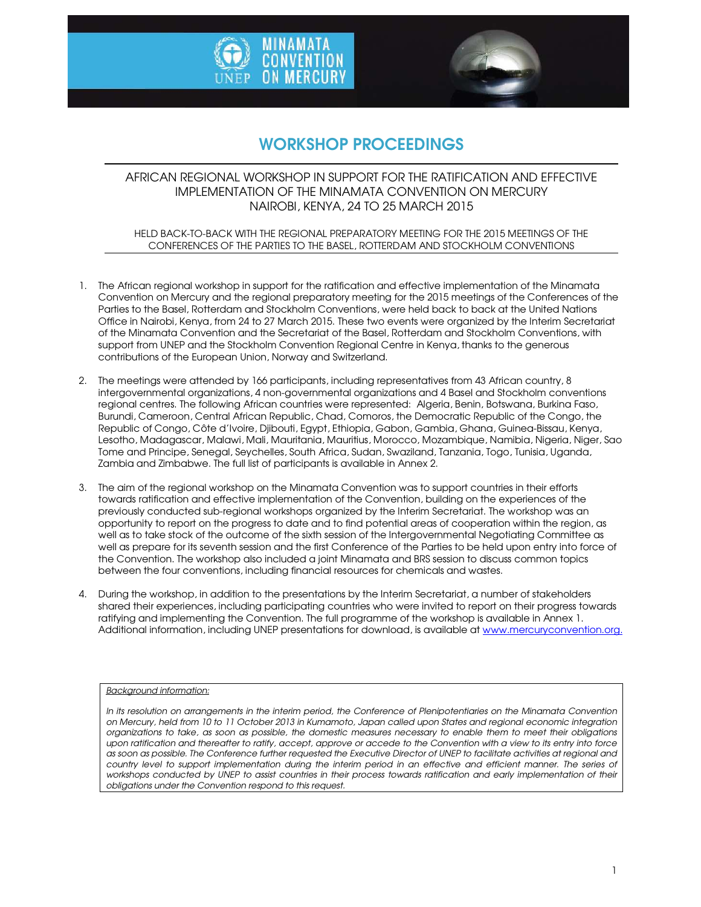MINAMATA CONVENTION ON MERCURY

UNEP

# WORKSHOP PROCEEDINGS

## AFRICAN REGIONAL WORKSHOP IN SUPPORT FOR THE RATIFICATION AND EFFECTIVE IMPLEMENTATION OF THE MINAMATA CONVENTION ON MERCURY NAIROBI, KENYA, 24 TO 25 MARCH 2015

HELD BACK-TO-BACK WITH THE REGIONAL PREPARATORY MEETING FOR THE 2015 MEETINGS OF THE CONFERENCES OF THE PARTIES TO THE BASEL, ROTTERDAM AND STOCKHOLM CONVENTIONS

1. The African regional workshop in support for the ratification and effective implementation of the Minamata Convention on Mercury and the regional preparatory meeting for the 2015 meetings of the Conferences of the Parties to the Basel, Rotterdam and Stockholm Conventions, were held back to back at the United Nations Office in Nairobi, Kenya, from 24 to 27 March 2015. These two events were organized by the Interim Secretariat of the Minamata Convention and the Secretariat of the Basel, Rotterdam and Stockholm Conventions, with support from UNEP and the Stockholm Convention Regional Centre in Kenya, thanks to the generous contributions of the European Union, Norway and Switzerland.

2. The meetings were attended by 166 participants, including representatives from 43 African country, 8 intergovernmental organizations, 4 non-governmental organizations and 4 Basel and Stockholm conventions regional centres. The following African countries were represented: Algeria, Benin, Botswana, Burkina Faso, Burundi, Cameroon, Central African Republic, Chad, Comoros, the Democratic Republic of the Congo, the Republic of Congo, Côte d'Ivoire, Djibouti, Egypt, Ethiopia, Gabon, Gambia, Ghana, Guinea-Bissau, Kenya, Lesotho, Madagascar, Malawi, Mali, Mauritania, Mauritius, Morocco, Mozambique, Namibia, Nigeria, Niger, Sao Tome and Principe, Senegal, Seychelles, South Africa, Sudan, Swaziland, Tanzania, Togo, Tunisia, Uganda, Zambia and Zimbabwe. The full list of participants is available in Annex 2.

3. The aim of the regional workshop on the Minamata Convention was to support countries in their efforts towards ratification and effective implementation of the Convention, building on the experiences of the previously conducted sub-regional workshops organized by the Interim Secretariat. The workshop was an opportunity to report on the progress to date and to find potential areas of cooperation within the region, as well as to take stock of the outcome of the sixth session of the Intergovernmental Negotiating Committee as well as prepare for its seventh session and the first Conference of the Parties to be held upon entry into force of the Convention. The workshop also included a joint Minamata and BRS session to discuss common topics between the four conventions, including financial resources for chemicals and wastes.

4. During the workshop, in addition to the presentations by the Interim Secretariat, a number of stakeholders shared their experiences, including participating countries who were invited to report on their progress towards ratifying and implementing the Convention. The full programme of the workshop is available in Annex 1. Additional information, including UNEP presentations for download, is available at www.mercuryconvention.org.

*Background information:*

*In its resolution on arrangements in the interim period, the Conference of Plenipotentiaries on the Minamata Convention on Mercury, held from 10 to 11 October 2013 in Kumamoto, Japan called upon States and regional economic integration organizations to take, as soon as possible, the domestic measures necessary to enable them to meet their obligations upon ratification and thereafter to ratify, accept, approve or accede to the Convention with a view to its entry into force as soon as possible. The Conference further requested the Executive Director of UNEP to facilitate activities at regional and country level to support implementation during the interim period in an effective and efficient manner. The series of workshops conducted by UNEP to assist countries in their process towards ratification and early implementation of their obligations under the Convention respond to this request.*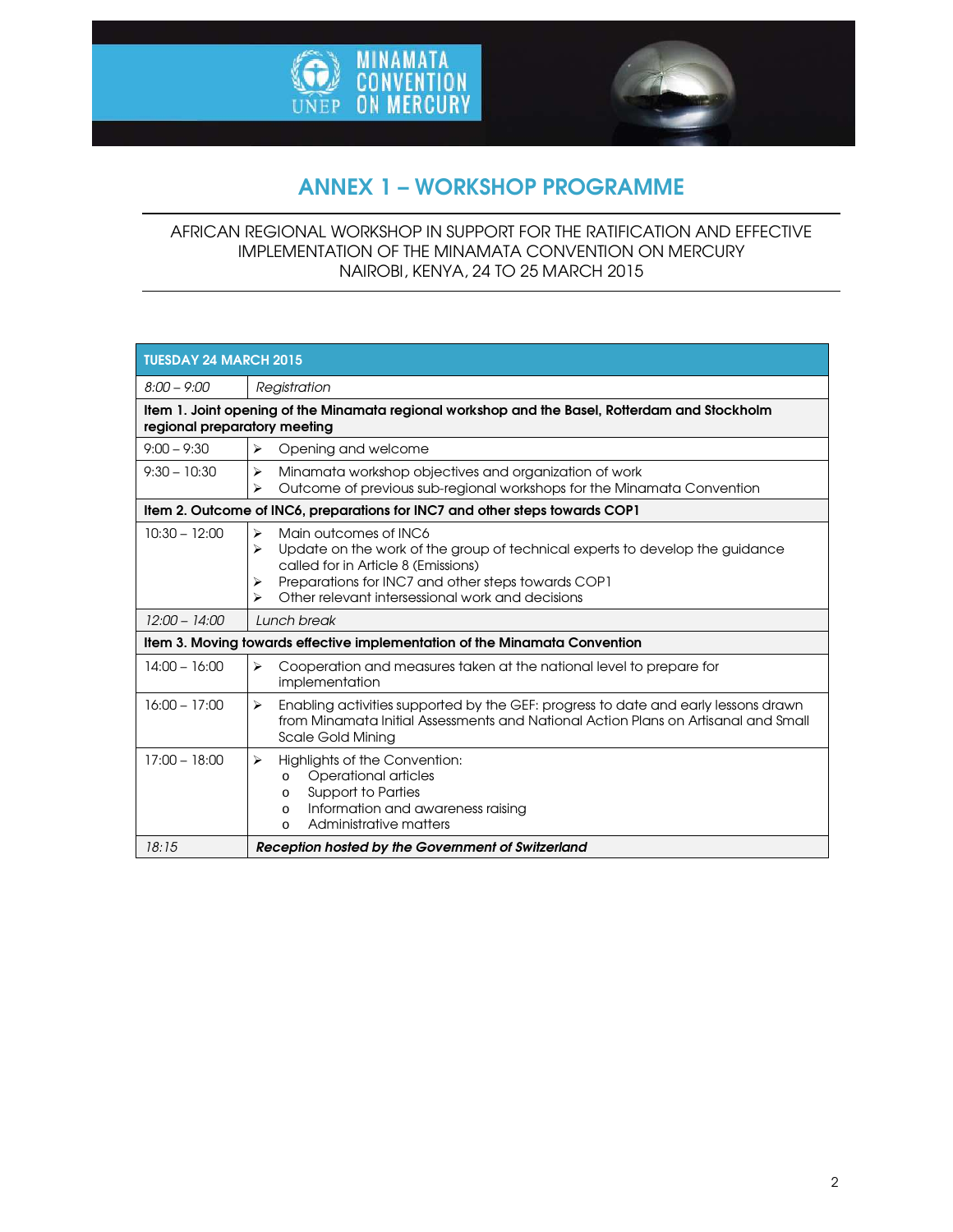# ANNEX 1 – WORKSHOP PROGRAMME

AFRICAN REGIONAL WORKSHOP IN SUPPORT FOR THE RATIFICATION AND EFFECTIVE IMPLEMENTATION OF THE MINAMATA CONVENTION ON MERCURY
NAIROBI, KENYA, 24 TO 25 MARCH 2015

| TUESDAY 24 MARCH 2015 | |
|---|---|
| *8:00 – 9:00* | *Registration* |
| **Item 1. Joint opening of the Minamata regional workshop and the Basel, Rotterdam and Stockholm regional preparatory meeting** | |
| 9:00 – 9:30 | ➢ Opening and welcome |
| 9:30 – 10:30 | ➢ Minamata workshop objectives and organization of work<br>➢ Outcome of previous sub-regional workshops for the Minamata Convention |
| **Item 2. Outcome of INC6, preparations for INC7 and other steps towards COP1** | |
| 10:30 – 12:00 | ➢ Main outcomes of INC6<br>➢ Update on the work of the group of technical experts to develop the guidance called for in Article 8 (Emissions)<br>➢ Preparations for INC7 and other steps towards COP1<br>➢ Other relevant intersessional work and decisions |
| *12:00 – 14:00* | *Lunch break* |
| **Item 3. Moving towards effective implementation of the Minamata Convention** | |
| 14:00 – 16:00 | ➢ Cooperation and measures taken at the national level to prepare for implementation |
| 16:00 – 17:00 | ➢ Enabling activities supported by the GEF: progress to date and early lessons drawn from Minamata Initial Assessments and National Action Plans on Artisanal and Small Scale Gold Mining |
| 17:00 – 18:00 | ➢ Highlights of the Convention:<br>o Operational articles<br>o Support to Parties<br>o Information and awareness raising<br>o Administrative matters |
| *18:15* | ***Reception hosted by the Government of Switzerland*** |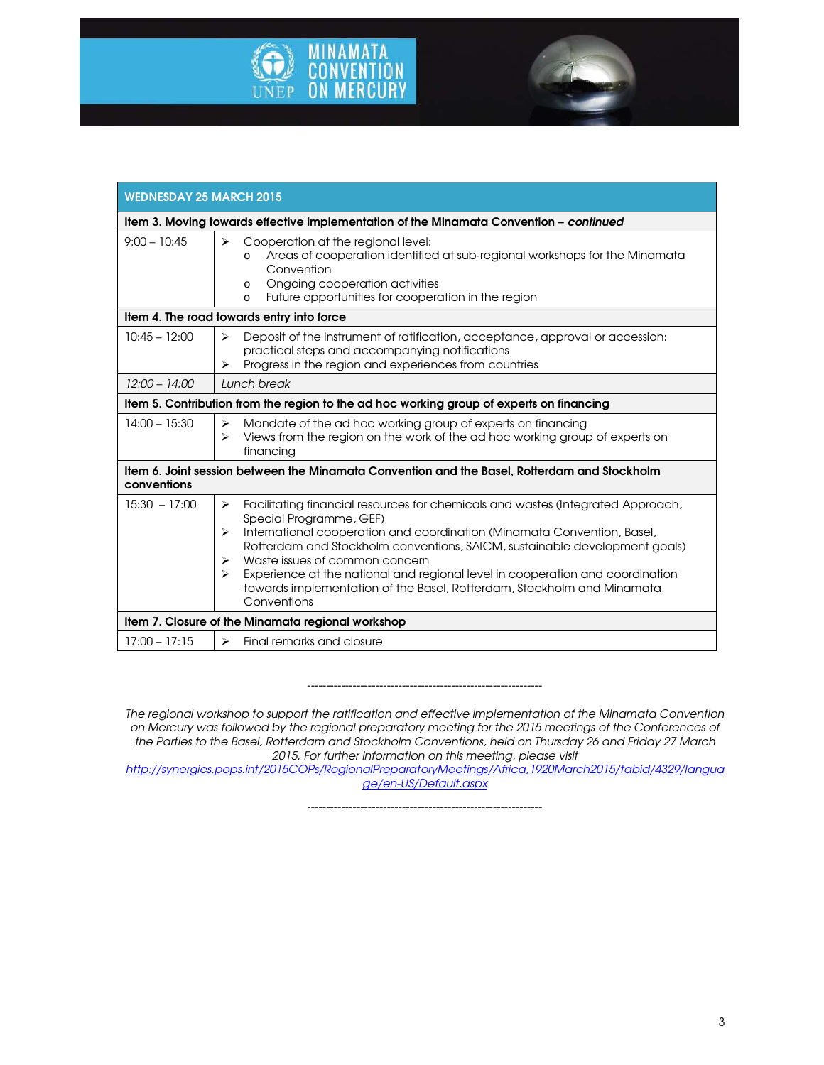| WEDNESDAY 25 MARCH 2015 | |
|---|---|
| **Item 3. Moving towards effective implementation of the Minamata Convention – *continued*** | |
| 9:00 – 10:45 | ➢ Cooperation at the regional level:<br>o Areas of cooperation identified at sub-regional workshops for the Minamata Convention<br>o Ongoing cooperation activities<br>o Future opportunities for cooperation in the region |
| **Item 4. The road towards entry into force** | |
| 10:45 – 12:00 | ➢ Deposit of the instrument of ratification, acceptance, approval or accession: practical steps and accompanying notifications<br>➢ Progress in the region and experiences from countries |
| *12:00 – 14:00* | *Lunch break* |
| **Item 5. Contribution from the region to the ad hoc working group of experts on financing** | |
| 14:00 – 15:30 | ➢ Mandate of the ad hoc working group of experts on financing<br>➢ Views from the region on the work of the ad hoc working group of experts on financing |
| **Item 6. Joint session between the Minamata Convention and the Basel, Rotterdam and Stockholm conventions** | |
| 15:30 – 17:00 | ➢ Facilitating financial resources for chemicals and wastes (Integrated Approach, Special Programme, GEF)<br>➢ International cooperation and coordination (Minamata Convention, Basel, Rotterdam and Stockholm conventions, SAICM, sustainable development goals)<br>➢ Waste issues of common concern<br>➢ Experience at the national and regional level in cooperation and coordination towards implementation of the Basel, Rotterdam, Stockholm and Minamata Conventions |
| **Item 7. Closure of the Minamata regional workshop** | |
| 17:00 – 17:15 | ➢ Final remarks and closure |

---

*The regional workshop to support the ratification and effective implementation of the Minamata Convention on Mercury was followed by the regional preparatory meeting for the 2015 meetings of the Conferences of the Parties to the Basel, Rotterdam and Stockholm Conventions, held on Thursday 26 and Friday 27 March 2015. For further information on this meeting, please visit [http://synergies.pops.int/2015COPs/RegionalPreparatoryMeetings/Africa,1920March2015/tabid/4329/language/en-US/Default.aspx](http://synergies.pops.int/2015COPs/RegionalPreparatoryMeetings/Africa,1920March2015/tabid/4329/language/en-US/Default.aspx)*

---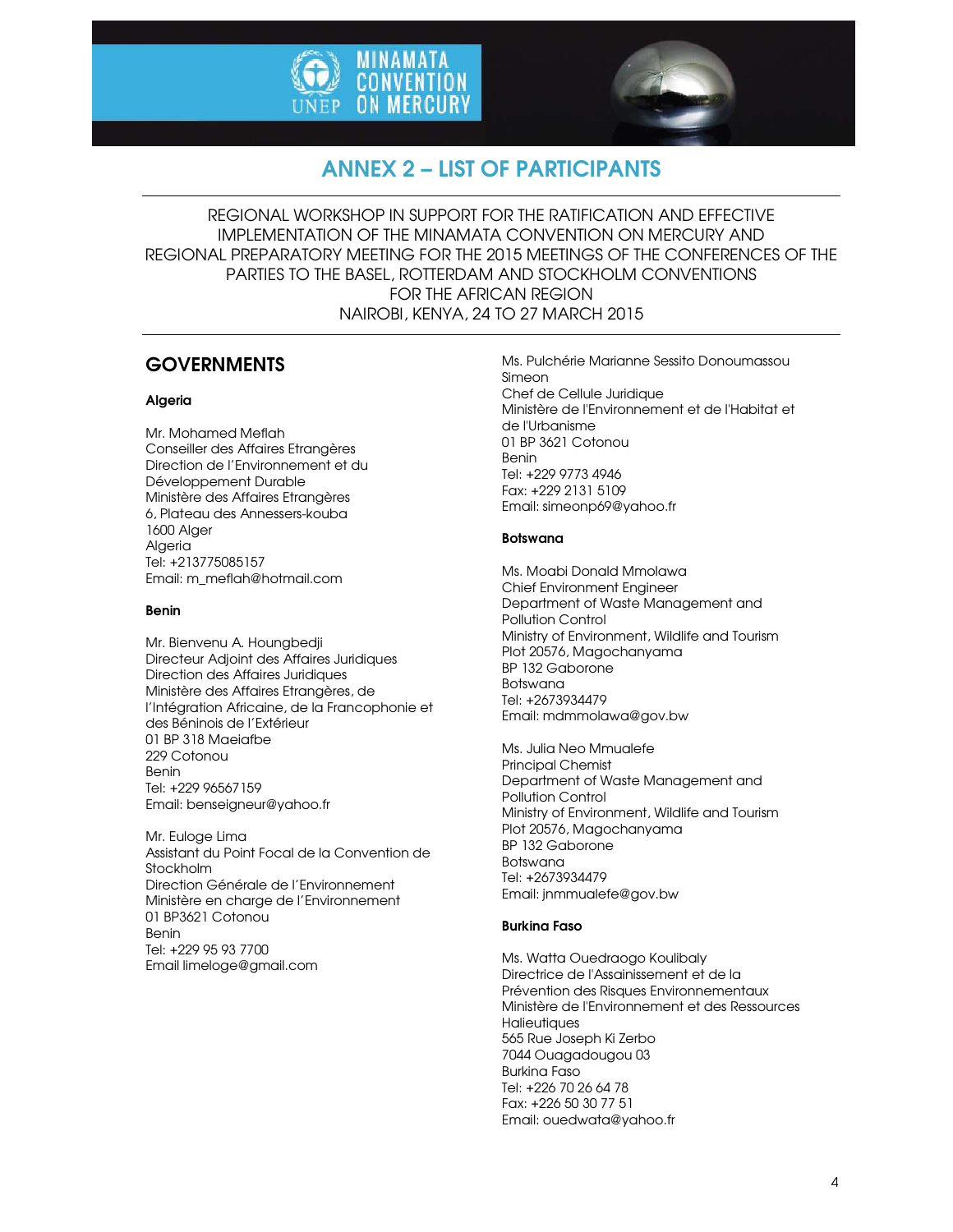# ANNEX 2 – LIST OF PARTICIPANTS

REGIONAL WORKSHOP IN SUPPORT FOR THE RATIFICATION AND EFFECTIVE IMPLEMENTATION OF THE MINAMATA CONVENTION ON MERCURY AND REGIONAL PREPARATORY MEETING FOR THE 2015 MEETINGS OF THE CONFERENCES OF THE PARTIES TO THE BASEL, ROTTERDAM AND STOCKHOLM CONVENTIONS FOR THE AFRICAN REGION
NAIROBI, KENYA, 24 TO 27 MARCH 2015

## GOVERNMENTS

### Algeria

Mr. Mohamed Meflah
Conseiller des Affaires Etrangères
Direction de l'Environnement et du Développement Durable
Ministère des Affaires Etrangères
6, Plateau des Annessers-kouba
1600 Alger
Algeria
Tel: +213775085157
Email: m_meflah@hotmail.com

### Benin

Mr. Bienvenu A. Houngbedji
Directeur Adjoint des Affaires Juridiques
Direction des Affaires Juridiques
Ministère des Affaires Etrangères, de l'Intégration Africaine, de la Francophonie et des Béninois de l'Extérieur
01 BP 318 Maeiafbe
229 Cotonou
Benin
Tel: +229 96567159
Email: benseigneur@yahoo.fr

Mr. Euloge Lima
Assistant du Point Focal de la Convention de Stockholm
Direction Générale de l'Environnement
Ministère en charge de l'Environnement
01 BP3621 Cotonou
Benin
Tel: +229 95 93 7700
Email limeloge@gmail.com

Ms. Pulchérie Marianne Sessito Donoumassou Simeon
Chef de Cellule Juridique
Ministère de l'Environnement et de l'Habitat et de l'Urbanisme
01 BP 3621 Cotonou
Benin
Tel: +229 9773 4946
Fax: +229 2131 5109
Email: simeonp69@yahoo.fr

### Botswana

Ms. Moabi Donald Mmolawa
Chief Environment Engineer
Department of Waste Management and Pollution Control
Ministry of Environment, Wildlife and Tourism
Plot 20576, Magochanyama
BP 132 Gaborone
Botswana
Tel: +2673934479
Email: mdmmolawa@gov.bw

Ms. Julia Neo Mmualefe
Principal Chemist
Department of Waste Management and Pollution Control
Ministry of Environment, Wildlife and Tourism
Plot 20576, Magochanyama
BP 132 Gaborone
Botswana
Tel: +2673934479
Email: jnmmualefe@gov.bw

### Burkina Faso

Ms. Watta Ouedraogo Koulibaly
Directrice de l'Assainissement et de la Prévention des Risques Environnementaux
Ministère de l'Environnement et des Ressources Halieutiques
565 Rue Joseph Ki Zerbo
7044 Ouagadougou 03
Burkina Faso
Tel: +226 70 26 64 78
Fax: +226 50 30 77 51
Email: ouedwata@yahoo.fr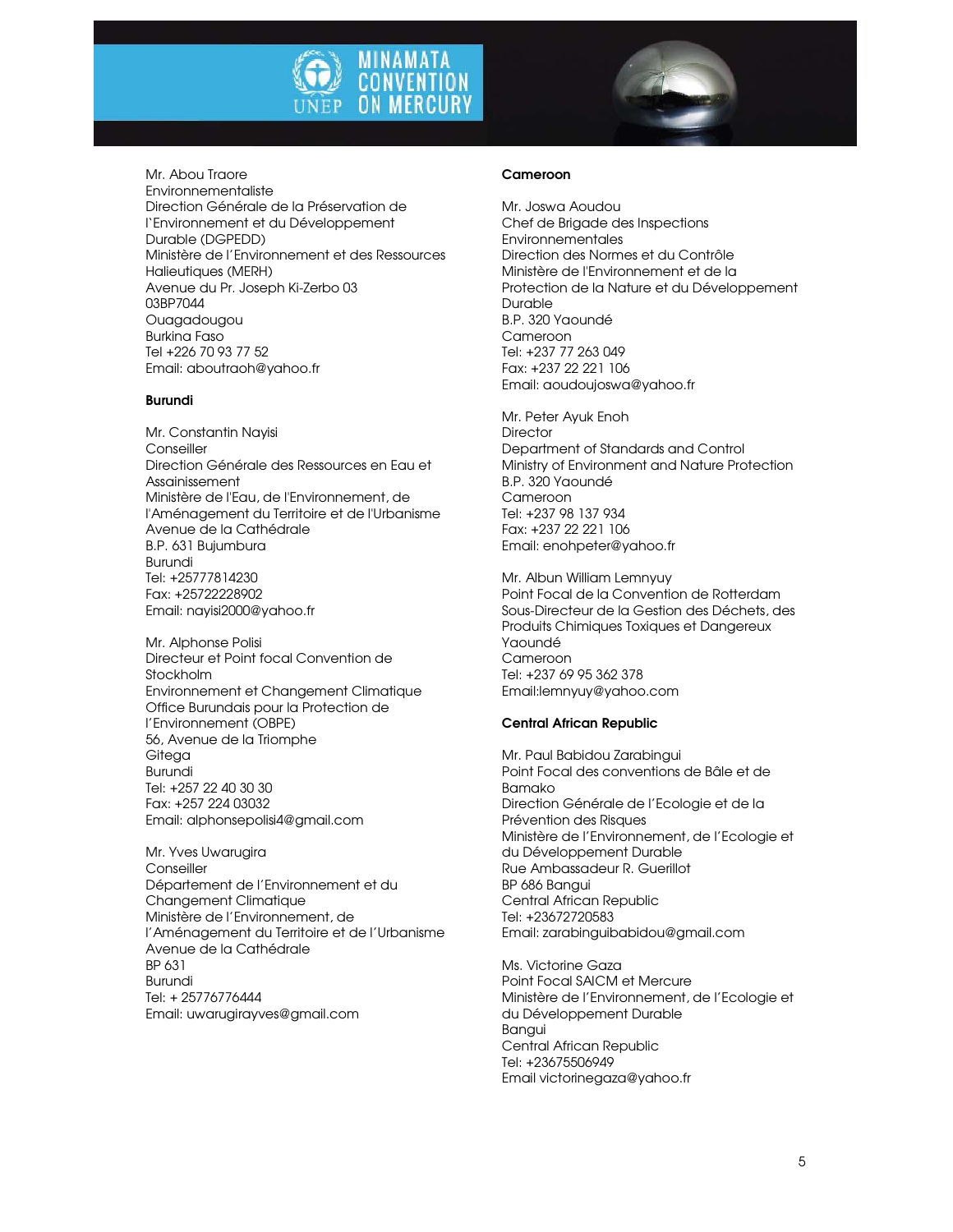Mr. Abou Traore
Environnementaliste
Direction Générale de la Préservation de l'Environnement et du Développement Durable (DGPEDD)
Ministère de l'Environnement et des Ressources Halieutiques (MERH)
Avenue du Pr. Joseph Ki-Zerbo 03
03BP7044
Ouagadougou
Burkina Faso
Tel +226 70 93 77 52
Email: aboutraoh@yahoo.fr

**Burundi**

Mr. Constantin Nayisi
Conseiller
Direction Générale des Ressources en Eau et Assainissement
Ministère de l'Eau, de l'Environnement, de l'Aménagement du Territoire et de l'Urbanisme
Avenue de la Cathédrale
B.P. 631 Bujumbura
Burundi
Tel: +25777814230
Fax: +25722228902
Email: nayisi2000@yahoo.fr

Mr. Alphonse Polisi
Directeur et Point focal Convention de Stockholm
Environnement et Changement Climatique
Office Burundais pour la Protection de l'Environnement (OBPE)
56, Avenue de la Triomphe
Gitega
Burundi
Tel: +257 22 40 30 30
Fax: +257 224 03032
Email: alphonsepolisi4@gmail.com

Mr. Yves Uwarugira
Conseiller
Département de l'Environnement et du Changement Climatique
Ministère de l'Environnement, de l'Aménagement du Territoire et de l'Urbanisme
Avenue de la Cathédrale
BP 631
Burundi
Tel: + 25776776444
Email: uwarugirayves@gmail.com

**Cameroon**

Mr. Joswa Aoudou
Chef de Brigade des Inspections Environnementales
Direction des Normes et du Contrôle
Ministère de l'Environnement et de la Protection de la Nature et du Développement Durable
B.P. 320 Yaoundé
Cameroon
Tel: +237 77 263 049
Fax: +237 22 221 106
Email: aoudoujoswa@yahoo.fr

Mr. Peter Ayuk Enoh
Director
Department of Standards and Control
Ministry of Environment and Nature Protection
B.P. 320 Yaoundé
Cameroon
Tel: +237 98 137 934
Fax: +237 22 221 106
Email: enohpeter@yahoo.fr

Mr. Albun William Lemnyuy
Point Focal de la Convention de Rotterdam
Sous-Directeur de la Gestion des Déchets, des Produits Chimiques Toxiques et Dangereux
Yaoundé
Cameroon
Tel: +237 69 95 362 378
Email:lemnyuy@yahoo.com

**Central African Republic**

Mr. Paul Babidou Zarabingui
Point Focal des conventions de Bâle et de Bamako
Direction Générale de l'Ecologie et de la Prévention des Risques
Ministère de l'Environnement, de l'Ecologie et du Développement Durable
Rue Ambassadeur R. Guerillot
BP 686 Bangui
Central African Republic
Tel: +23672720583
Email: zarabinguibabidou@gmail.com

Ms. Victorine Gaza
Point Focal SAICM et Mercure
Ministère de l'Environnement, de l'Ecologie et du Développement Durable
Bangui
Central African Republic
Tel: +23675506949
Email victorinegaza@yahoo.fr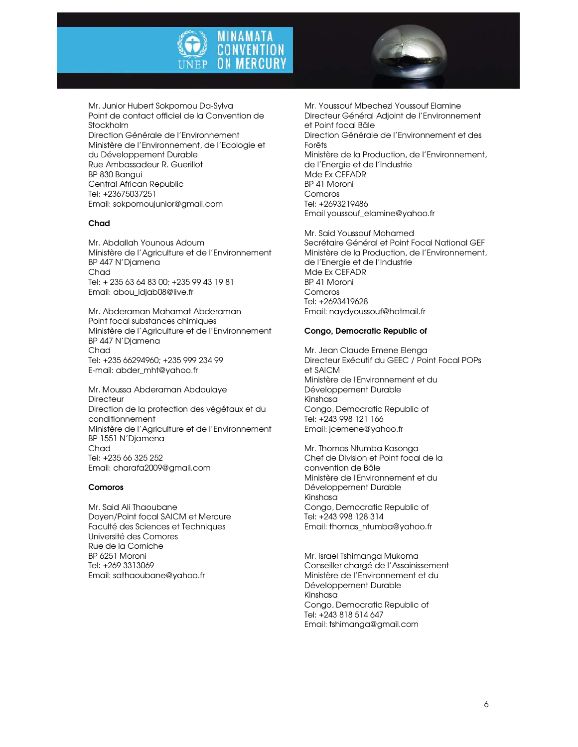Mr. Junior Hubert Sokpomou Da-Sylva
Point de contact officiel de la Convention de Stockholm
Direction Générale de l'Environnement
Ministère de l'Environnement, de l'Ecologie et du Développement Durable
Rue Ambassadeur R. Guerillot
BP 830 Bangui
Central African Republic
Tel: +23675037251
Email: sokpomoujunior@gmail.com

**Chad**

Mr. Abdallah Younous Adoum
Ministère de l'Agriculture et de l'Environnement
BP 447 N'Djamena
Chad
Tel: + 235 63 64 83 00; +235 99 43 19 81
Email: abou_idjab08@live.fr

Mr. Abderaman Mahamat Abderaman
Point focal substances chimiques
Ministère de l'Agriculture et de l'Environnement
BP 447 N'Djamena
Chad
Tel: +235 66294960; +235 999 234 99
E-mail: abder_mht@yahoo.fr

Mr. Moussa Abderaman Abdoulaye
Directeur
Direction de la protection des végétaux et du conditionnement
Ministère de l'Agriculture et de l'Environnement
BP 1551 N'Djamena
Chad
Tel: +235 66 325 252
Email: charafa2009@gmail.com

**Comoros**

Mr. Said Ali Thaoubane
Doyen/Point focal SAICM et Mercure
Faculté des Sciences et Techniques
Université des Comores
Rue de la Corniche
BP 6251 Moroni
Tel: +269 3313069
Email: sathaoubane@yahoo.fr

Mr. Youssouf Mbechezi Youssouf Elamine
Directeur Général Adjoint de l'Environnement et Point focal Bâle
Direction Générale de l'Environnement et des Forêts
Ministère de la Production, de l'Environnement, de l'Energie et de l'Industrie
Mde Ex CEFADR
BP 41 Moroni
Comoros
Tel: +2693219486
Email youssouf_elamine@yahoo.fr

Mr. Said Youssouf Mohamed
Secrétaire Général et Point Focal National GEF
Ministère de la Production, de l'Environnement, de l'Energie et de l'Industrie
Mde Ex CEFADR
BP 41 Moroni
Comoros
Tel: +2693419628
Email: naydyoussouf@hotmail.fr

**Congo, Democratic Republic of**

Mr. Jean Claude Emene Elenga
Directeur Exécutif du GEEC / Point Focal POPs et SAICM
Ministère de l'Environnement et du Développement Durable
Kinshasa
Congo, Democratic Republic of
Tel: +243 998 121 166
Email: jcemene@yahoo.fr

Mr. Thomas Ntumba Kasonga
Chef de Division et Point focal de la convention de Bâle
Ministère de l'Environnement et du Développement Durable
Kinshasa
Congo, Democratic Republic of
Tel: +243 998 128 314
Email: thomas_ntumba@yahoo.fr

Mr. Israel Tshimanga Mukoma
Conseiller chargé de l'Assainissement
Ministère de l'Environnement et du Développement Durable
Kinshasa
Congo, Democratic Republic of
Tel: +243 818 514 647
Email: tshimanga@gmail.com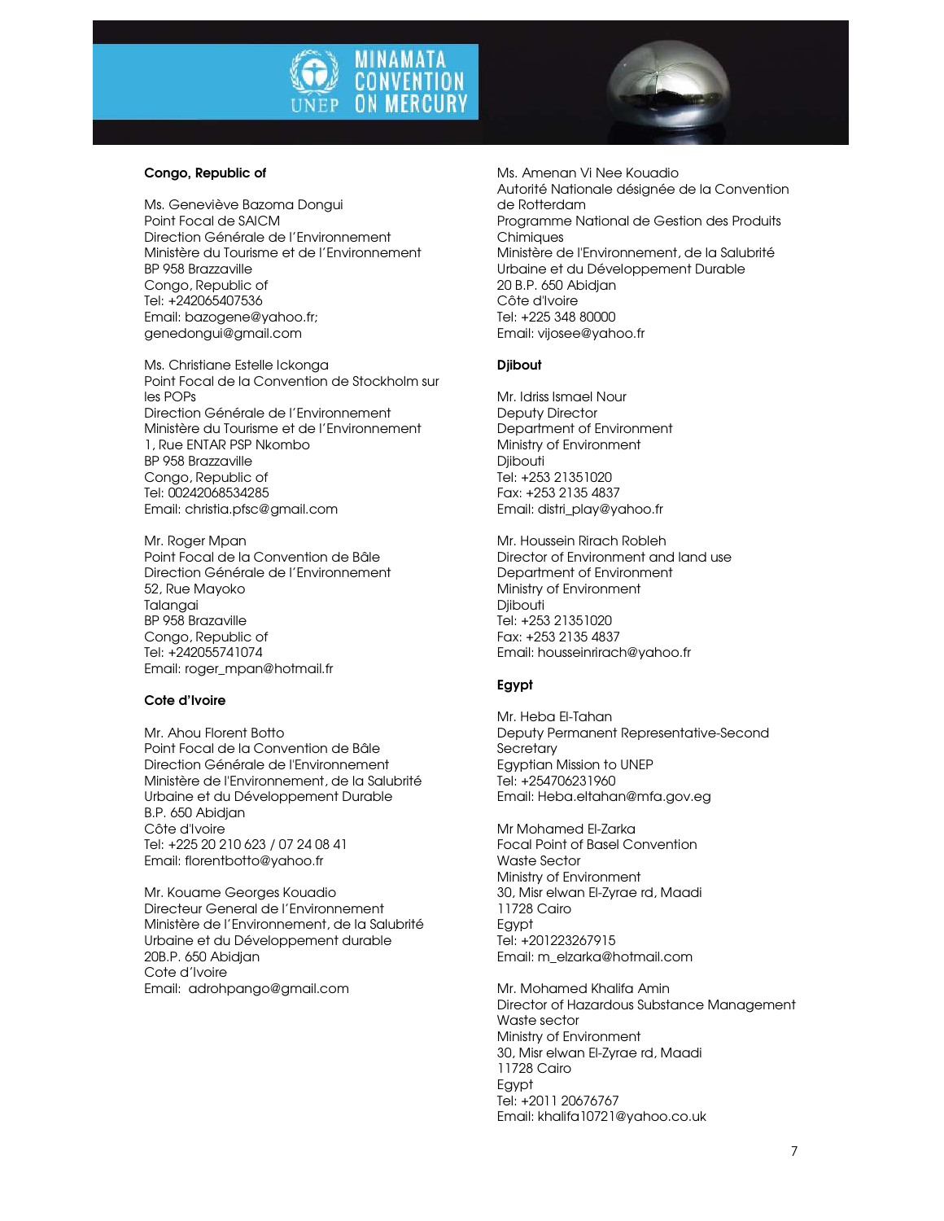**Congo, Republic of**

Ms. Geneviève Bazoma Dongui
Point Focal de SAICM
Direction Générale de l'Environnement
Ministère du Tourisme et de l'Environnement
BP 958 Brazzaville
Congo, Republic of
Tel: +242065407536
Email: bazogene@yahoo.fr;
genedongui@gmail.com

Ms. Christiane Estelle Ickonga
Point Focal de la Convention de Stockholm sur les POPs
Direction Générale de l'Environnement
Ministère du Tourisme et de l'Environnement
1, Rue ENTAR PSP Nkombo
BP 958 Brazzaville
Congo, Republic of
Tel: 00242068534285
Email: christia.pfsc@gmail.com

Mr. Roger Mpan
Point Focal de la Convention de Bâle
Direction Générale de l'Environnement
52, Rue Mayoko
Talangai
BP 958 Brazaville
Congo, Republic of
Tel: +242055741074
Email: roger_mpan@hotmail.fr

**Cote d'Ivoire**

Mr. Ahou Florent Botto
Point Focal de la Convention de Bâle
Direction Générale de l'Environnement
Ministère de l'Environnement, de la Salubrité Urbaine et du Développement Durable
B.P. 650 Abidjan
Côte d'Ivoire
Tel: +225 20 210 623 / 07 24 08 41
Email: florentbotto@yahoo.fr

Mr. Kouame Georges Kouadio
Directeur General de l'Environnement
Ministère de l'Environnement, de la Salubrité Urbaine et du Développement durable
20B.P. 650 Abidjan
Cote d'Ivoire
Email: adrohpango@gmail.com

Ms. Amenan Vi Nee Kouadio
Autorité Nationale désignée de la Convention de Rotterdam
Programme National de Gestion des Produits Chimiques
Ministère de l'Environnement, de la Salubrité Urbaine et du Développement Durable
20 B.P. 650 Abidjan
Côte d'Ivoire
Tel: +225 348 80000
Email: vijosee@yahoo.fr

**Djibout**

Mr. Idriss Ismael Nour
Deputy Director
Department of Environment
Ministry of Environment
Djibouti
Tel: +253 21351020
Fax: +253 2135 4837
Email: distri_play@yahoo.fr

Mr. Houssein Rirach Robleh
Director of Environment and land use
Department of Environment
Ministry of Environment
Djibouti
Tel: +253 21351020
Fax: +253 2135 4837
Email: housseinrirach@yahoo.fr

**Egypt**

Mr. Heba El-Tahan
Deputy Permanent Representative-Second Secretary
Egyptian Mission to UNEP
Tel: +254706231960
Email: Heba.eltahan@mfa.gov.eg

Mr Mohamed El-Zarka
Focal Point of Basel Convention
Waste Sector
Ministry of Environment
30, Misr elwan El-Zyrae rd, Maadi
11728 Cairo
Egypt
Tel: +201223267915
Email: m_elzarka@hotmail.com

Mr. Mohamed Khalifa Amin
Director of Hazardous Substance Management
Waste sector
Ministry of Environment
30, Misr elwan El-Zyrae rd, Maadi
11728 Cairo
Egypt
Tel: +2011 20676767
Email: khalifa10721@yahoo.co.uk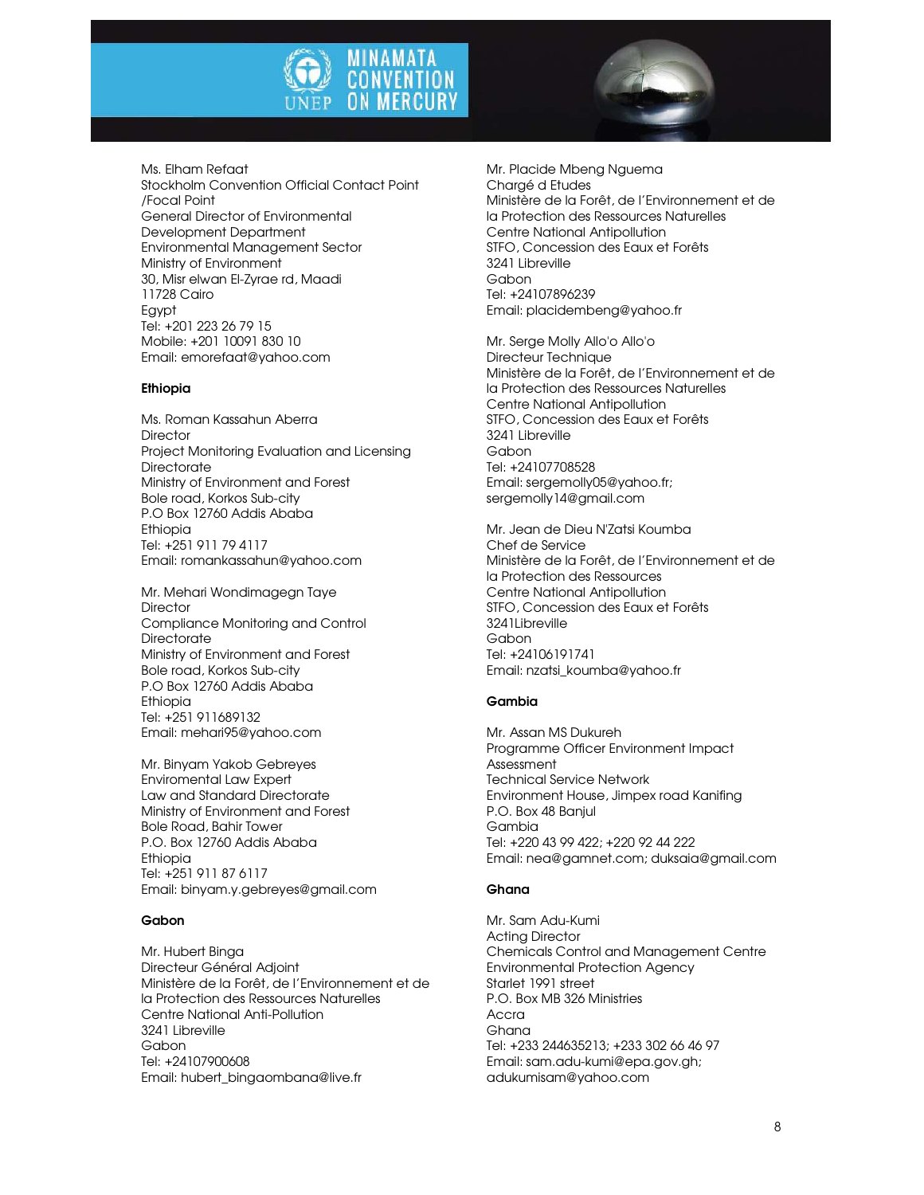Ms. Elham Refaat
Stockholm Convention Official Contact Point /Focal Point
General Director of Environmental Development Department
Environmental Management Sector
Ministry of Environment
30, Misr elwan El-Zyrae rd, Maadi
11728 Cairo
Egypt
Tel: +201 223 26 79 15
Mobile: +201 10091 830 10
Email: emorefaat@yahoo.com

**Ethiopia**

Ms. Roman Kassahun Aberra
Director
Project Monitoring Evaluation and Licensing Directorate
Ministry of Environment and Forest
Bole road, Korkos Sub-city
P.O Box 12760 Addis Ababa
Ethiopia
Tel: +251 911 79 4117
Email: romankassahun@yahoo.com

Mr. Mehari Wondimagegn Taye
Director
Compliance Monitoring and Control Directorate
Ministry of Environment and Forest
Bole road, Korkos Sub-city
P.O Box 12760 Addis Ababa
Ethiopia
Tel: +251 911689132
Email: mehari95@yahoo.com

Mr. Binyam Yakob Gebreyes
Enviromental Law Expert
Law and Standard Directorate
Ministry of Environment and Forest
Bole Road, Bahir Tower
P.O. Box 12760 Addis Ababa
Ethiopia
Tel: +251 911 87 6117
Email: binyam.y.gebreyes@gmail.com

**Gabon**

Mr. Hubert Binga
Directeur Général Adjoint
Ministère de la Forêt, de l'Environnement et de la Protection des Ressources Naturelles
Centre National Anti-Pollution
3241 Libreville
Gabon
Tel: +24107900608
Email: hubert_bingaombana@live.fr

Mr. Placide Mbeng Nguema
Chargé d Etudes
Ministère de la Forêt, de l'Environnement et de la Protection des Ressources Naturelles
Centre National Antipollution
STFO, Concession des Eaux et Forêts
3241 Libreville
Gabon
Tel: +24107896239
Email: placidembeng@yahoo.fr

Mr. Serge Molly Allo'o Allo'o
Directeur Technique
Ministère de la Forêt, de l'Environnement et de la Protection des Ressources Naturelles
Centre National Antipollution
STFO, Concession des Eaux et Forêts
3241 Libreville
Gabon
Tel: +24107708528
Email: sergemolly05@yahoo.fr; sergemolly14@gmail.com

Mr. Jean de Dieu N'Zatsi Koumba
Chef de Service
Ministère de la Forêt, de l'Environnement et de la Protection des Ressources
Centre National Antipollution
STFO, Concession des Eaux et Forêts
3241Libreville
Gabon
Tel: +24106191741
Email: nzatsi_koumba@yahoo.fr

**Gambia**

Mr. Assan MS Dukureh
Programme Officer Environment Impact Assessment
Technical Service Network
Environment House, Jimpex road Kanifing
P.O. Box 48 Banjul
Gambia
Tel: +220 43 99 422; +220 92 44 222
Email: nea@gamnet.com; duksaia@gmail.com

**Ghana**

Mr. Sam Adu-Kumi
Acting Director
Chemicals Control and Management Centre
Environmental Protection Agency
Starlet 1991 street
P.O. Box MB 326 Ministries
Accra
Ghana
Tel: +233 244635213; +233 302 66 46 97
Email: sam.adu-kumi@epa.gov.gh; adukumisam@yahoo.com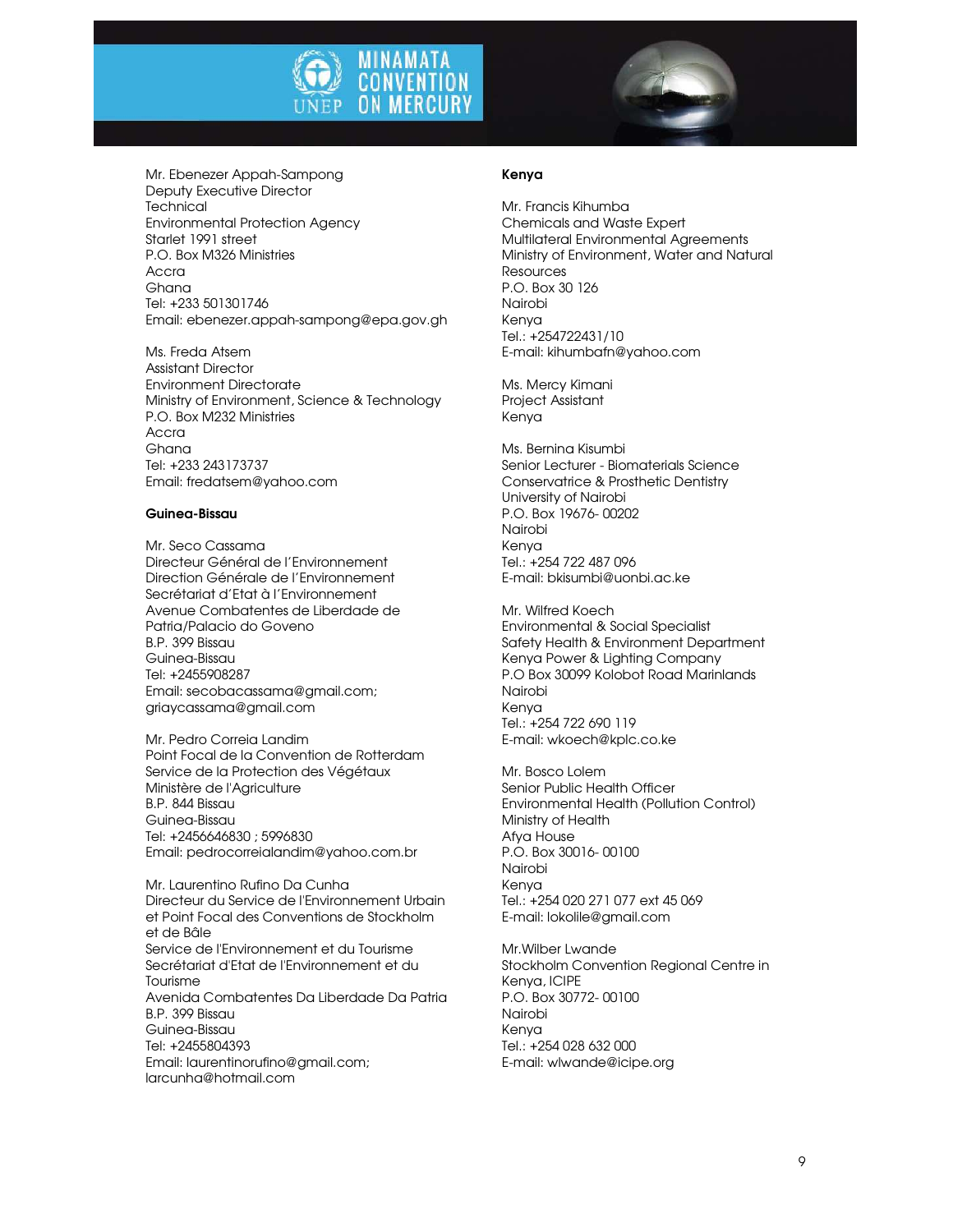Mr. Ebenezer Appah-Sampong
Deputy Executive Director
Technical
Environmental Protection Agency
Starlet 1991 street
P.O. Box M326 Ministries
Accra
Ghana
Tel: +233 501301746
Email: ebenezer.appah-sampong@epa.gov.gh

Ms. Freda Atsem
Assistant Director
Environment Directorate
Ministry of Environment, Science & Technology
P.O. Box M232 Ministries
Accra
Ghana
Tel: +233 243173737
Email: fredatsem@yahoo.com

**Guinea-Bissau**

Mr. Seco Cassama
Directeur Général de l'Environnement
Direction Générale de l'Environnement
Secrétariat d'Etat à l'Environnement
Avenue Combatentes de Liberdade de Patria/Palacio do Goveno
B.P. 399 Bissau
Guinea-Bissau
Tel: +2455908287
Email: secobacassama@gmail.com; griaycassama@gmail.com

Mr. Pedro Correia Landim
Point Focal de la Convention de Rotterdam
Service de la Protection des Végétaux
Ministère de l'Agriculture
B.P. 844 Bissau
Guinea-Bissau
Tel: +2456646830 ; 5996830
Email: pedrocorreialandim@yahoo.com.br

Mr. Laurentino Rufino Da Cunha
Directeur du Service de l'Environnement Urbain et Point Focal des Conventions de Stockholm et de Bâle
Service de l'Environnement et du Tourisme
Secrétariat d'Etat de l'Environnement et du Tourisme
Avenida Combatentes Da Liberdade Da Patria
B.P. 399 Bissau
Guinea-Bissau
Tel: +2455804393
Email: laurentinorufino@gmail.com; larcunha@hotmail.com

**Kenya**

Mr. Francis Kihumba
Chemicals and Waste Expert
Multilateral Environmental Agreements
Ministry of Environment, Water and Natural Resources
P.O. Box 30 126
Nairobi
Kenya
Tel.: +254722431/10
E-mail: kihumbafn@yahoo.com

Ms. Mercy Kimani
Project Assistant
Kenya

Ms. Bernina Kisumbi
Senior Lecturer - Biomaterials Science
Conservatrice & Prosthetic Dentistry
University of Nairobi
P.O. Box 19676- 00202
Nairobi
Kenya
Tel.: +254 722 487 096
E-mail: bkisumbi@uonbi.ac.ke

Mr. Wilfred Koech
Environmental & Social Specialist
Safety Health & Environment Department
Kenya Power & Lighting Company
P.O Box 30099 Kolobot Road Marinlands
Nairobi
Kenya
Tel.: +254 722 690 119
E-mail: wkoech@kplc.co.ke

Mr. Bosco Lolem
Senior Public Health Officer
Environmental Health (Pollution Control)
Ministry of Health
Afya House
P.O. Box 30016- 00100
Nairobi
Kenya
Tel.: +254 020 271 077 ext 45 069
E-mail: lokolile@gmail.com

Mr.Wilber Lwande
Stockholm Convention Regional Centre in Kenya, ICIPE
P.O. Box 30772- 00100
Nairobi
Kenya
Tel.: +254 028 632 000
E-mail: wlwande@icipe.org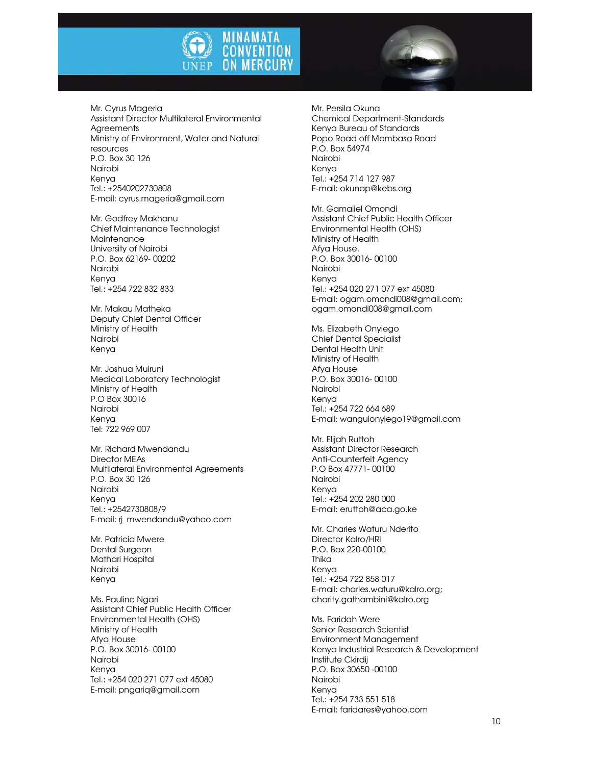Mr. Cyrus Mageria
Assistant Director Multilateral Environmental Agreements
Ministry of Environment, Water and Natural resources
P.O. Box 30 126
Nairobi
Kenya
Tel.: +2540202730808
E-mail: cyrus.mageria@gmail.com

Mr. Godfrey Makhanu
Chief Maintenance Technologist
Maintenance
University of Nairobi
P.O. Box 62169- 00202
Nairobi
Kenya
Tel.: +254 722 832 833

Mr. Makau Matheka
Deputy Chief Dental Officer
Ministry of Health
Nairobi
Kenya

Mr. Joshua Muiruni
Medical Laboratory Technologist
Ministry of Health
P.O Box 30016
Nairobi
Kenya
Tel: 722 969 007

Mr. Richard Mwendandu
Director MEAs
Multilateral Environmental Agreements
P.O. Box 30 126
Nairobi
Kenya
Tel.: +2542730808/9
E-mail: rj_mwendandu@yahoo.com

Mr. Patricia Mwere
Dental Surgeon
Mathari Hospital
Nairobi
Kenya

Ms. Pauline Ngari
Assistant Chief Public Health Officer
Environmental Health (OHS)
Ministry of Health
Afya House
P.O. Box 30016- 00100
Nairobi
Kenya
Tel.: +254 020 271 077 ext 45080
E-mail: pngariq@gmail.com

Mr. Persila Okuna
Chemical Department-Standards
Kenya Bureau of Standards
Popo Road off Mombasa Road
P.O. Box 54974
Nairobi
Kenya
Tel.: +254 714 127 987
E-mail: okunap@kebs.org

Mr. Gamaliel Omondi
Assistant Chief Public Health Officer
Environmental Health (OHS)
Ministry of Health
Afya House.
P.O. Box 30016- 00100
Nairobi
Kenya
Tel.: +254 020 271 077 ext 45080
E-mail: ogam.omondi008@gmail.com; ogam.omondi008@gmail.com

Ms. Elizabeth Onyiego
Chief Dental Specialist
Dental Health Unit
Ministry of Health
Afya House
P.O. Box 30016- 00100
Nairobi
Kenya
Tel.: +254 722 664 689
E-mail: wanguionyiego19@gmail.com

Mr. Elijah Ruttoh
Assistant Director Research
Anti-Counterfeit Agency
P.O Box 47771- 00100
Nairobi
Kenya
Tel.: +254 202 280 000
E-mail: eruttoh@aca.go.ke

Mr. Charles Waturu Nderito
Director Kalro/HRI
P.O. Box 220-00100
Thika
Kenya
Tel.: +254 722 858 017
E-mail: charles.waturu@kalro.org; charity.gathambini@kalro.org

Ms. Faridah Were
Senior Research Scientist
Environment Management
Kenya Industrial Research & Development Institute Ckirdij
P.O. Box 30650 -00100
Nairobi
Kenya
Tel.: +254 733 551 518
E-mail: faridares@yahoo.com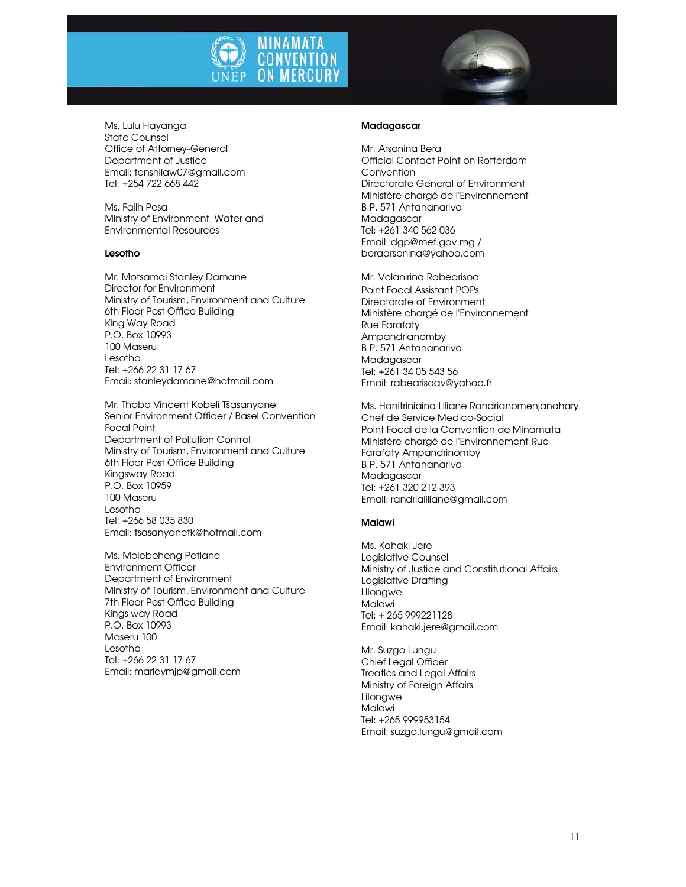Ms. Lulu Hayanga
State Counsel
Office of Attorney-General
Department of Justice
Email: tenshilaw07@gmail.com
Tel: +254 722 668 442

Ms. Failh Pesa
Ministry of Environment, Water and Environmental Resources

**Lesotho**

Mr. Motsamai Stanley Damane
Director for Environment
Ministry of Tourism, Environment and Culture
6th Floor Post Office Building
King Way Road
P.O. Box 10993
100 Maseru
Lesotho
Tel: +266 22 31 17 67
Email: stanleydamane@hotmail.com

Mr. Thabo Vincent Kobeli Tšasanyane
Senior Environment Officer / Basel Convention Focal Point
Department of Pollution Control
Ministry of Tourism, Environment and Culture
6th Floor Post Office Building
Kingsway Road
P.O. Box 10959
100 Maseru
Lesotho
Tel: +266 58 035 830
Email: tsasanyanetk@hotmail.com

Ms. Moleboheng Petlane
Environment Officer
Department of Environment
Ministry of Tourism, Environment and Culture
7th Floor Post Office Building
Kings way Road
P.O. Box 10993
Maseru 100
Lesotho
Tel: +266 22 31 17 67
Email: marleymjp@gmail.com

**Madagascar**

Mr. Arsonina Bera
Official Contact Point on Rotterdam Convention
Directorate General of Environment
Ministère chargé de l'Environnement
B.P. 571 Antananarivo
Madagascar
Tel: +261 340 562 036
Email: dgp@mef.gov.mg / beraarsonina@yahoo.com

Mr. Volanirina Rabearisoa
Point Focal Assistant POPs
Directorate of Environment
Ministère chargé de l'Environnement
Rue Farafaty
Ampandrianomby
B.P. 571 Antananarivo
Madagascar
Tel: +261 34 05 543 56
Email: rabearisoav@yahoo.fr

Ms. Hanitriniaina Liliane Randrianomenjanahary
Chef de Service Medico-Social
Point Focal de la Convention de Minamata
Ministère chargé de l'Environnement Rue Farafaty Ampandrinomby
B.P. 571 Antananarivo
Madagascar
Tel: +261 320 212 393
Email: randrialiliane@gmail.com

**Malawi**

Ms. Kahaki Jere
Legislative Counsel
Ministry of Justice and Constitutional Affairs
Legislative Drafting
Lilongwe
Malawi
Tel: + 265 999221128
Email: kahaki.jere@gmail.com

Mr. Suzgo Lungu
Chief Legal Officer
Treaties and Legal Affairs
Ministry of Foreign Affairs
Lilongwe
Malawi
Tel: +265 999953154
Email: suzgo.lungu@gmail.com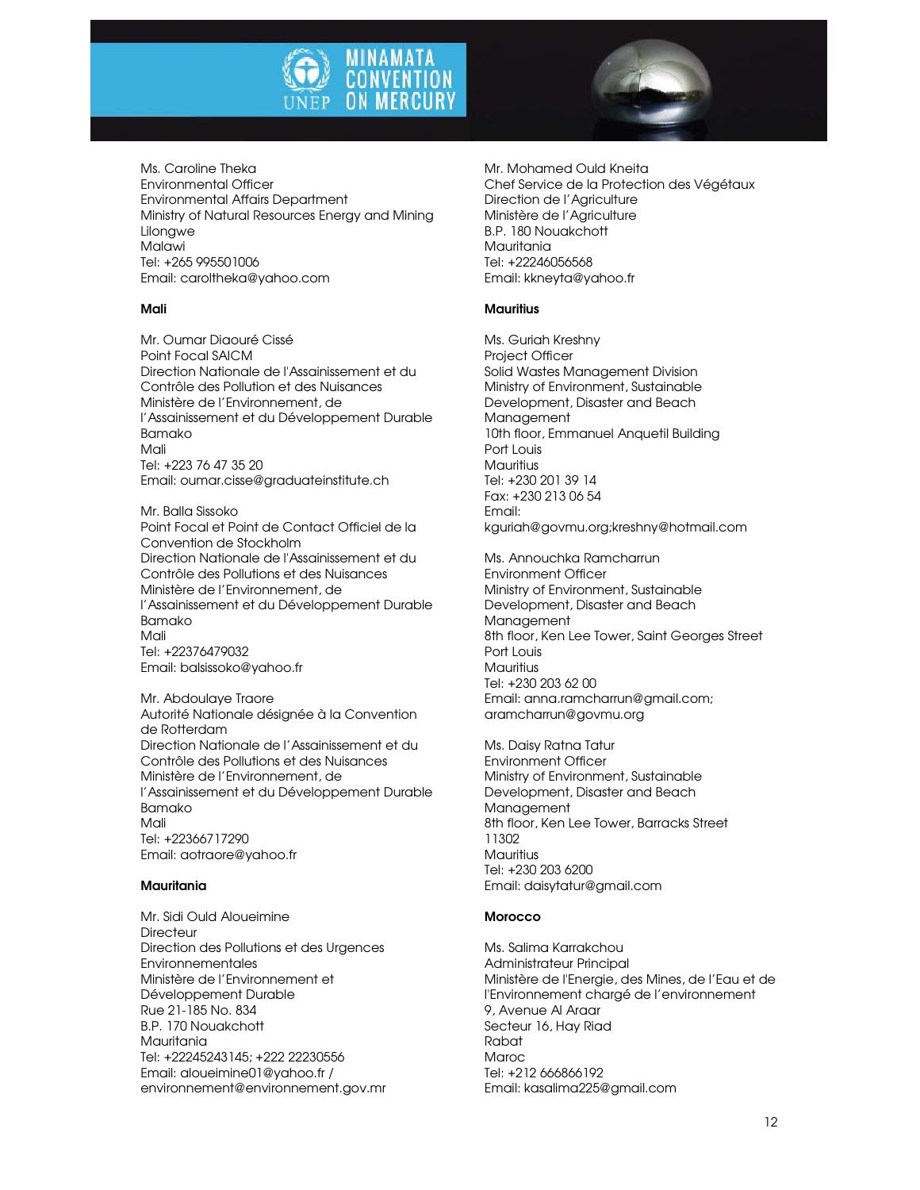Ms. Caroline Theka
Environmental Officer
Environmental Affairs Department
Ministry of Natural Resources Energy and Mining
Lilongwe
Malawi
Tel: +265 995501006
Email: caroltheka@yahoo.com

**Mali**

Mr. Oumar Diaouré Cissé
Point Focal SAICM
Direction Nationale de l'Assainissement et du Contrôle des Pollution et des Nuisances
Ministère de l'Environnement, de l'Assainissement et du Développement Durable
Bamako
Mali
Tel: +223 76 47 35 20
Email: oumar.cisse@graduateinstitute.ch

Mr. Balla Sissoko
Point Focal et Point de Contact Officiel de la Convention de Stockholm
Direction Nationale de l'Assainissement et du Contrôle des Pollutions et des Nuisances
Ministère de l'Environnement, de l'Assainissement et du Développement Durable
Bamako
Mali
Tel: +22376479032
Email: balsissoko@yahoo.fr

Mr. Abdoulaye Traore
Autorité Nationale désignée à la Convention de Rotterdam
Direction Nationale de l'Assainissement et du Contrôle des Pollutions et des Nuisances
Ministère de l'Environnement, de l'Assainissement et du Développement Durable
Bamako
Mali
Tel: +22366717290
Email: aotraore@yahoo.fr

**Mauritania**

Mr. Sidi Ould Aloueimine
Directeur
Direction des Pollutions et des Urgences Environnementales
Ministère de l'Environnement et Développement Durable
Rue 21-185 No. 834
B.P. 170 Nouakchott
Mauritania
Tel: +22245243145; +222 22230556
Email: aloueimine01@yahoo.fr / environnement@environnement.gov.mr

Mr. Mohamed Ould Kneita
Chef Service de la Protection des Végétaux
Direction de l'Agriculture
Ministère de l'Agriculture
B.P. 180 Nouakchott
Mauritania
Tel: +22246056568
Email: kkneyta@yahoo.fr

**Mauritius**

Ms. Guriah Kreshny
Project Officer
Solid Wastes Management Division
Ministry of Environment, Sustainable Development, Disaster and Beach Management
10th floor, Emmanuel Anquetil Building
Port Louis
Mauritius
Tel: +230 201 39 14
Fax: +230 213 06 54
Email: kguriah@govmu.org;kreshny@hotmail.com

Ms. Annouchka Ramcharrun
Environment Officer
Ministry of Environment, Sustainable Development, Disaster and Beach Management
8th floor, Ken Lee Tower, Saint Georges Street
Port Louis
Mauritius
Tel: +230 203 62 00
Email: anna.ramcharrun@gmail.com; aramcharrun@govmu.org

Ms. Daisy Ratna Tatur
Environment Officer
Ministry of Environment, Sustainable Development, Disaster and Beach Management
8th floor, Ken Lee Tower, Barracks Street
11302
Mauritius
Tel: +230 203 6200
Email: daisytatur@gmail.com

**Morocco**

Ms. Salima Karrakchou
Administrateur Principal
Ministère de l'Energie, des Mines, de l'Eau et de l'Environnement chargé de l'environnement
9, Avenue Al Araar
Secteur 16, Hay Riad
Rabat
Maroc
Tel: +212 666866192
Email: kasalima225@gmail.com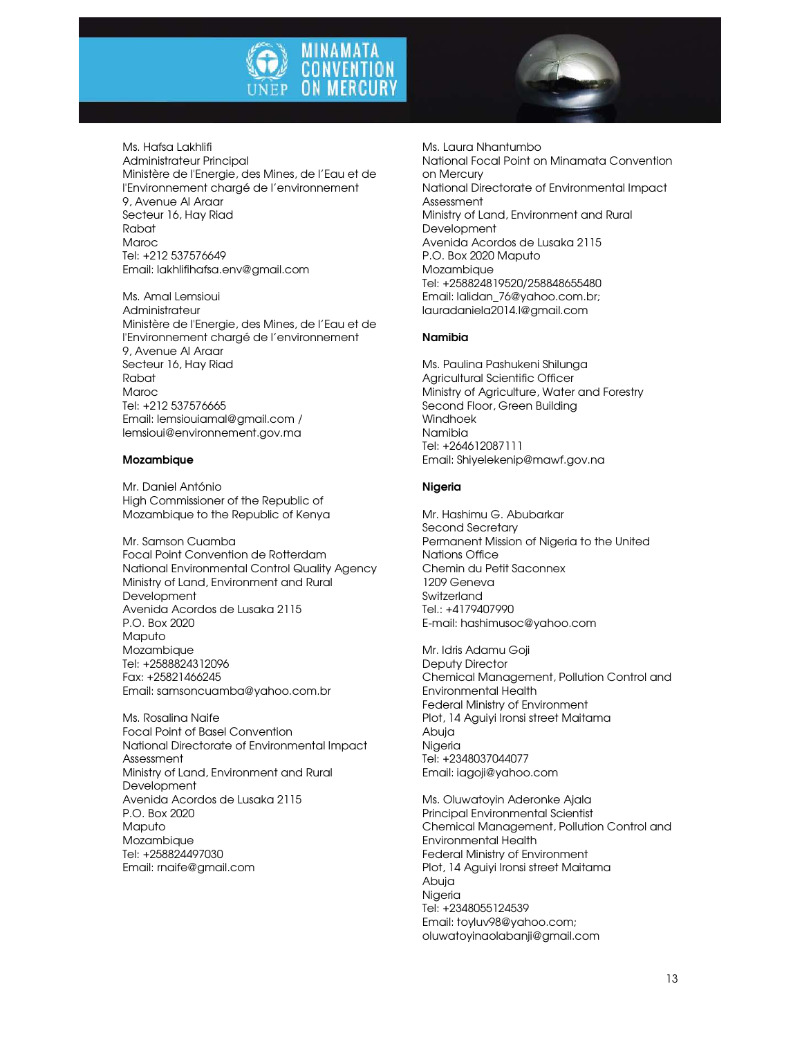Ms. Hafsa Lakhlifi
Administrateur Principal
Ministère de l'Energie, des Mines, de l'Eau et de l'Environnement chargé de l'environnement
9, Avenue Al Araar
Secteur 16, Hay Riad
Rabat
Maroc
Tel: +212 537576649
Email: lakhlifihafsa.env@gmail.com

Ms. Amal Lemsioui
Administrateur
Ministère de l'Energie, des Mines, de l'Eau et de l'Environnement chargé de l'environnement
9, Avenue Al Araar
Secteur 16, Hay Riad
Rabat
Maroc
Tel: +212 537576665
Email: lemsiouiamal@gmail.com / lemsioui@environnement.gov.ma

**Mozambique**

Mr. Daniel António
High Commissioner of the Republic of Mozambique to the Republic of Kenya

Mr. Samson Cuamba
Focal Point Convention de Rotterdam
National Environmental Control Quality Agency
Ministry of Land, Environment and Rural Development
Avenida Acordos de Lusaka 2115
P.O. Box 2020
Maputo
Mozambique
Tel: +2588824312096
Fax: +25821466245
Email: samsoncuamba@yahoo.com.br

Ms. Rosalina Naife
Focal Point of Basel Convention
National Directorate of Environmental Impact Assessment
Ministry of Land, Environment and Rural Development
Avenida Acordos de Lusaka 2115
P.O. Box 2020
Maputo
Mozambique
Tel: +258824497030
Email: rnaife@gmail.com

Ms. Laura Nhantumbo
National Focal Point on Minamata Convention on Mercury
National Directorate of Environmental Impact Assessment
Ministry of Land, Environment and Rural Development
Avenida Acordos de Lusaka 2115
P.O. Box 2020 Maputo
Mozambique
Tel: +258824819520/258848655480
Email: lalidan_76@yahoo.com.br; lauradaniela2014.l@gmail.com

**Namibia**

Ms. Paulina Pashukeni Shilunga
Agricultural Scientific Officer
Ministry of Agriculture, Water and Forestry
Second Floor, Green Building
Windhoek
Namibia
Tel: +264612087111
Email: Shiyelekenip@mawf.gov.na

**Nigeria**

Mr. Hashimu G. Abubarkar
Second Secretary
Permanent Mission of Nigeria to the United Nations Office
Chemin du Petit Saconnex
1209 Geneva
Switzerland
Tel.: +4179407990
E-mail: hashimusoc@yahoo.com

Mr. Idris Adamu Goji
Deputy Director
Chemical Management, Pollution Control and Environmental Health
Federal Ministry of Environment
Plot, 14 Aguiyi Ironsi street Maitama
Abuja
Nigeria
Tel: +2348037044077
Email: iagoji@yahoo.com

Ms. Oluwatoyin Aderonke Ajala
Principal Environmental Scientist
Chemical Management, Pollution Control and Environmental Health
Federal Ministry of Environment
Plot, 14 Aguiyi Ironsi street Maitama
Abuja
Nigeria
Tel: +2348055124539
Email: toyluv98@yahoo.com; oluwatoyinaolabanji@gmail.com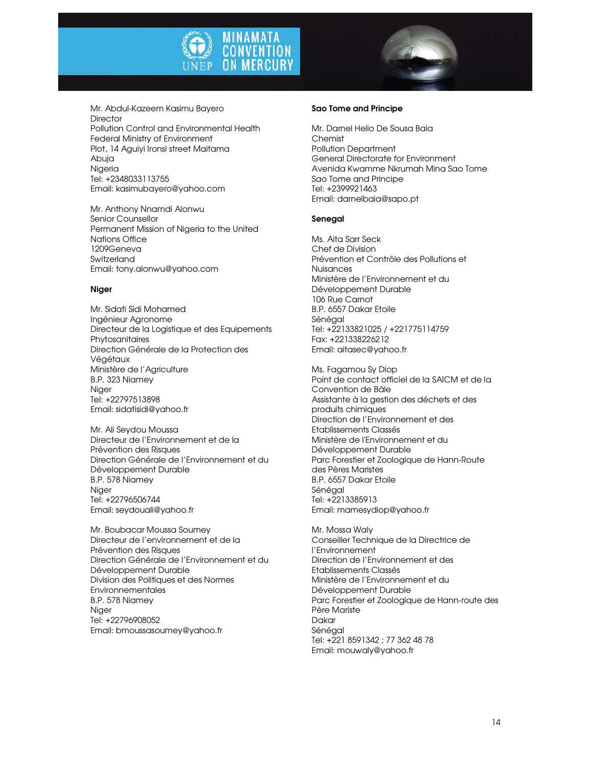Mr. Abdul-Kazeem Kasimu Bayero
Director
Pollution Control and Environmental Health
Federal Ministry of Environment
Plot, 14 Aguiyi Ironsi street Maitama
Abuja
Nigeria
Tel: +2348033113755
Email: kasimubayero@yahoo.com

Mr. Anthony Nnamdi Alonwu
Senior Counsellor
Permanent Mission of Nigeria to the United Nations Office
1209Geneva
Switzerland
Email: tony.alonwu@yahoo.com

**Niger**

Mr. Sidati Sidi Mohamed
Ingénieur Agronome
Directeur de la Logistique et des Equipements Phytosanitaires
Direction Générale de la Protection des Végétaux
Ministère de l'Agriculture
B.P. 323 Niamey
Niger
Tel: +22797513898
Email: sidatisidi@yahoo.fr

Mr. Ali Seydou Moussa
Directeur de l'Environnement et de la Prévention des Risques
Direction Générale de l'Environnement et du Développement Durable
B.P. 578 Niamey
Niger
Tel: +22796506744
Email: seydouali@yahoo.fr

Mr. Boubacar Moussa Soumey
Directeur de l'environnement et de la Prévention des Risques
Direction Générale de l'Environnement et du Développement Durable
Division des Politiques et des Normes Environnementales
B.P. 578 Niamey
Niger
Tel: +22796908052
Email: bmoussasoumey@yahoo.fr

**Sao Tome and Principe**

Mr. Darnel Helio De Sousa Baia
Chemist
Pollution Department
General Directorate for Environment
Avenida Kwamme Nkrumah Mina Sao Tome
Sao Tome and Principe
Tel: +2399921463
Email: darnelbaia@sapo.pt

**Senegal**

Ms. Aita Sarr Seck
Chef de Division
Prévention et Contrôle des Pollutions et Nuisances
Ministère de l'Environnement et du Développement Durable
106 Rue Carnot
B.P. 6557 Dakar Etoile
Sénégal
Tel: +22133821025 / +221775114759
Fax: +221338226212
Email: aitasec@yahoo.fr

Ms. Fagamou Sy Diop
Point de contact officiel de la SAICM et de la Convention de Bâle
Assistante à la gestion des déchets et des produits chimiques
Direction de l'Environnement et des Etablissements Classés
Ministère de l'Environnement et du Développement Durable
Parc Forestier et Zoologique de Hann-Route des Pères Maristes
B.P. 6557 Dakar Etoile
Sénégal
Tel: +2213385913
Email: mamesydiop@yahoo.fr

Mr. Mossa Waly
Conseiller Technique de la Directrice de l'Environnement
Direction de l'Environnement et des Etablissements Classés
Ministère de l'Environnement et du Développement Durable
Parc Forestier et Zoologique de Hann-route des Père Mariste
Dakar
Sénégal
Tel: +221 8591342 ; 77 362 48 78
Email: mouwaly@yahoo.fr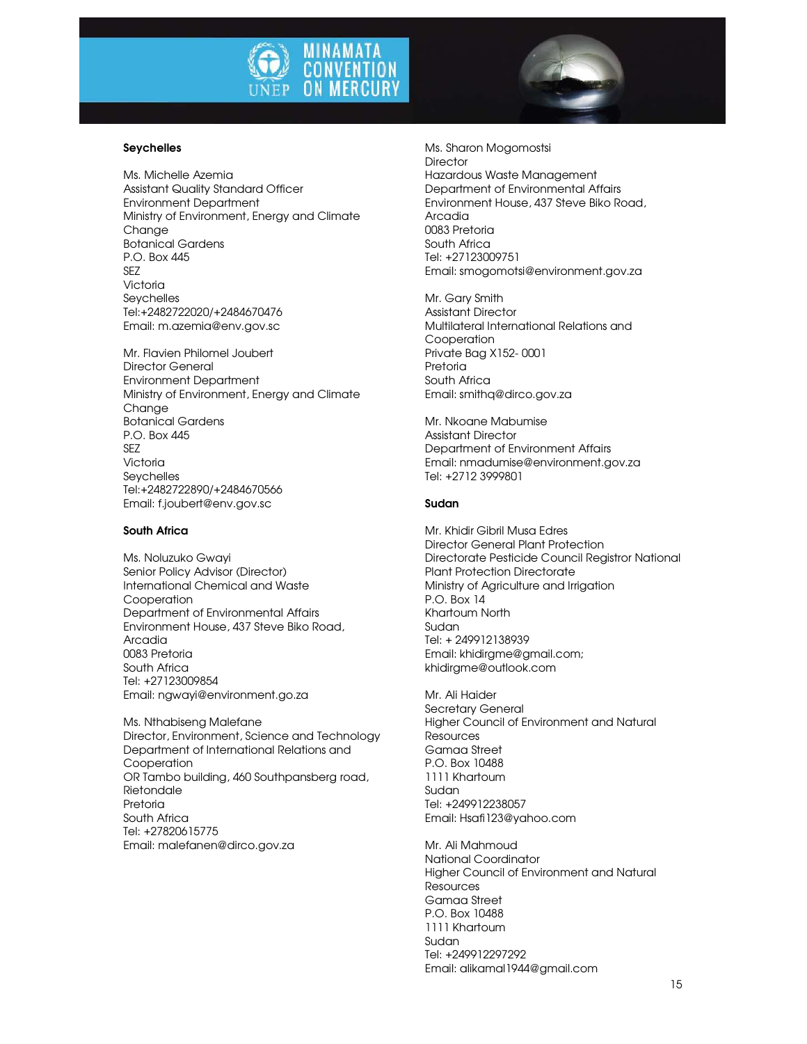**Seychelles**

Ms. Michelle Azemia
Assistant Quality Standard Officer
Environment Department
Ministry of Environment, Energy and Climate Change
Botanical Gardens
P.O. Box 445
SEZ
Victoria
Seychelles
Tel:+2482722020/+2484670476
Email: m.azemia@env.gov.sc

Mr. Flavien Philomel Joubert
Director General
Environment Department
Ministry of Environment, Energy and Climate Change
Botanical Gardens
P.O. Box 445
SEZ
Victoria
Seychelles
Tel:+2482722890/+2484670566
Email: f.joubert@env.gov.sc

**South Africa**

Ms. Noluzuko Gwayi
Senior Policy Advisor (Director)
International Chemical and Waste Cooperation
Department of Environmental Affairs
Environment House, 437 Steve Biko Road, Arcadia
0083 Pretoria
South Africa
Tel: +27123009854
Email: ngwayi@environment.go.za

Ms. Nthabiseng Malefane
Director, Environment, Science and Technology
Department of International Relations and Cooperation
OR Tambo building, 460 Southpansberg road, Rietondale
Pretoria
South Africa
Tel: +27820615775
Email: malefanen@dirco.gov.za

Ms. Sharon Mogomostsi
Director
Hazardous Waste Management
Department of Environmental Affairs
Environment House, 437 Steve Biko Road, Arcadia
0083 Pretoria
South Africa
Tel: +27123009751
Email: smogomotsi@environment.gov.za

Mr. Gary Smith
Assistant Director
Multilateral International Relations and Cooperation
Private Bag X152- 0001
Pretoria
South Africa
Email: smithq@dirco.gov.za

Mr. Nkoane Mabumise
Assistant Director
Department of Environment Affairs
Email: nmadumise@environment.gov.za
Tel: +2712 3999801

**Sudan**

Mr. Khidir Gibril Musa Edres
Director General Plant Protection
Directorate Pesticide Council Registror National
Plant Protection Directorate
Ministry of Agriculture and Irrigation
P.O. Box 14
Khartoum North
Sudan
Tel: + 249912138939
Email: khidirgme@gmail.com;
khidirgme@outlook.com

Mr. Ali Haider
Secretary General
Higher Council of Environment and Natural Resources
Gamaa Street
P.O. Box 10488
1111 Khartoum
Sudan
Tel: +249912238057
Email: Hsafi123@yahoo.com

Mr. Ali Mahmoud
National Coordinator
Higher Council of Environment and Natural Resources
Gamaa Street
P.O. Box 10488
1111 Khartoum
Sudan
Tel: +249912297292
Email: alikamal1944@gmail.com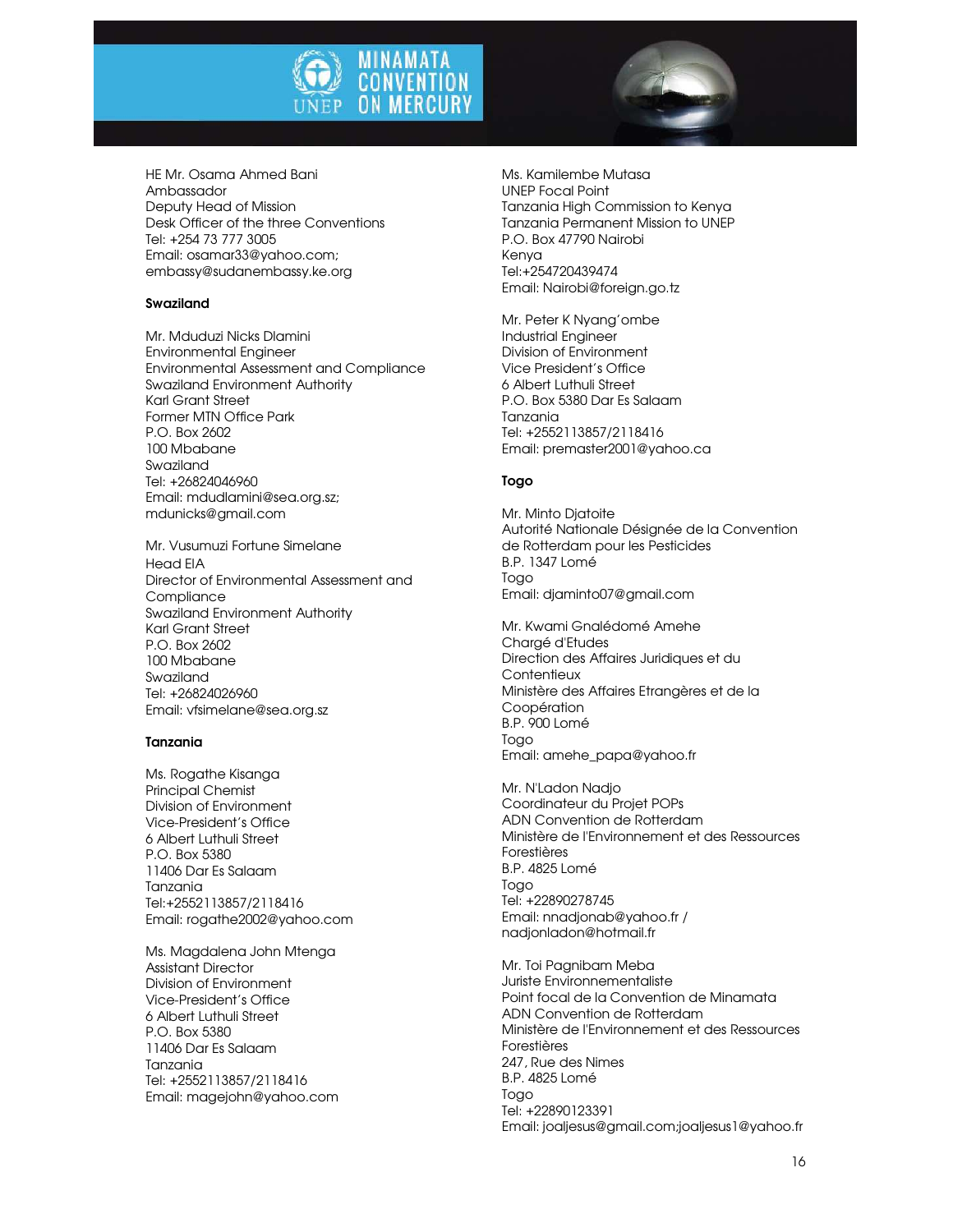HE Mr. Osama Ahmed Bani
Ambassador
Deputy Head of Mission
Desk Officer of the three Conventions
Tel: +254 73 777 3005
Email: osamar33@yahoo.com;
embassy@sudanembassy.ke.org

**Swaziland**

Mr. Mduduzi Nicks Dlamini
Environmental Engineer
Environmental Assessment and Compliance
Swaziland Environment Authority
Karl Grant Street
Former MTN Office Park
P.O. Box 2602
100 Mbabane
Swaziland
Tel: +26824046960
Email: mdudlamini@sea.org.sz;
mdunicks@gmail.com

Mr. Vusumuzi Fortune Simelane
Head EIA
Director of Environmental Assessment and Compliance
Swaziland Environment Authority
Karl Grant Street
P.O. Box 2602
100 Mbabane
Swaziland
Tel: +26824026960
Email: vfsimelane@sea.org.sz

**Tanzania**

Ms. Rogathe Kisanga
Principal Chemist
Division of Environment
Vice-President's Office
6 Albert Luthuli Street
P.O. Box 5380
11406 Dar Es Salaam
Tanzania
Tel:+2552113857/2118416
Email: rogathe2002@yahoo.com

Ms. Magdalena John Mtenga
Assistant Director
Division of Environment
Vice-President's Office
6 Albert Luthuli Street
P.O. Box 5380
11406 Dar Es Salaam
Tanzania
Tel: +2552113857/2118416
Email: magejohn@yahoo.com

Ms. Kamilembe Mutasa
UNEP Focal Point
Tanzania High Commission to Kenya
Tanzania Permanent Mission to UNEP
P.O. Box 47790 Nairobi
Kenya
Tel:+254720439474
Email: Nairobi@foreign.go.tz

Mr. Peter K Nyang'ombe
Industrial Engineer
Division of Environment
Vice President's Office
6 Albert Luthuli Street
P.O. Box 5380 Dar Es Salaam
Tanzania
Tel: +2552113857/2118416
Email: premaster2001@yahoo.ca

**Togo**

Mr. Minto Djatoite
Autorité Nationale Désignée de la Convention de Rotterdam pour les Pesticides
B.P. 1347 Lomé
Togo
Email: djaminto07@gmail.com

Mr. Kwami Gnalédomé Amehe
Chargé d'Etudes
Direction des Affaires Juridiques et du Contentieux
Ministère des Affaires Etrangères et de la Coopération
B.P. 900 Lomé
Togo
Email: amehe_papa@yahoo.fr

Mr. N'Ladon Nadjo
Coordinateur du Projet POPs
ADN Convention de Rotterdam
Ministère de l'Environnement et des Ressources Forestières
B.P. 4825 Lomé
Togo
Tel: +22890278745
Email: nnadjonab@yahoo.fr /
nadjonladon@hotmail.fr

Mr. Toi Pagnibam Meba
Juriste Environnementaliste
Point focal de la Convention de Minamata
ADN Convention de Rotterdam
Ministère de l'Environnement et des Ressources Forestières
247, Rue des Nimes
B.P. 4825 Lomé
Togo
Tel: +22890123391
Email: joaljesus@gmail.com;joaljesus1@yahoo.fr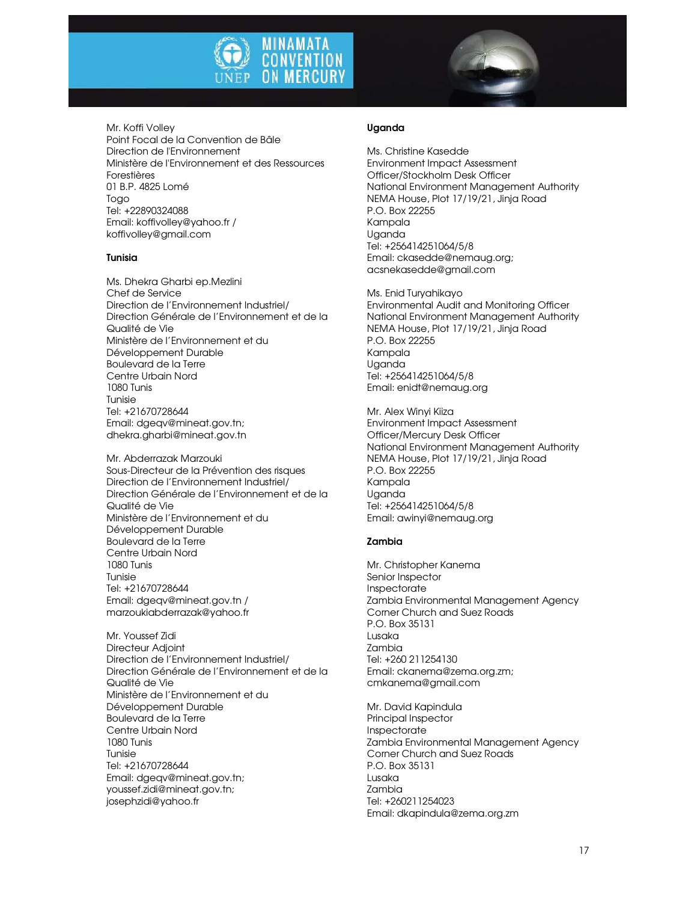Mr. Koffi Volley
Point Focal de la Convention de Bâle
Direction de l'Environnement
Ministère de l'Environnement et des Ressources Forestières
01 B.P. 4825 Lomé
Togo
Tel: +22890324088
Email: koffivolley@yahoo.fr / koffivolley@gmail.com

**Tunisia**

Ms. Dhekra Gharbi ep.Mezlini
Chef de Service
Direction de l'Environnement Industriel/
Direction Générale de l'Environnement et de la Qualité de Vie
Ministère de l'Environnement et du Développement Durable
Boulevard de la Terre
Centre Urbain Nord
1080 Tunis
Tunisie
Tel: +21670728644
Email: dgeqv@mineat.gov.tn; dhekra.gharbi@mineat.gov.tn

Mr. Abderrazak Marzouki
Sous-Directeur de la Prévention des risques
Direction de l'Environnement Industriel/
Direction Générale de l'Environnement et de la Qualité de Vie
Ministère de l'Environnement et du Développement Durable
Boulevard de la Terre
Centre Urbain Nord
1080 Tunis
Tunisie
Tel: +21670728644
Email: dgeqv@mineat.gov.tn / marzoukiabderrazak@yahoo.fr

Mr. Youssef Zidi
Directeur Adjoint
Direction de l'Environnement Industriel/
Direction Générale de l'Environnement et de la Qualité de Vie
Ministère de l'Environnement et du Développement Durable
Boulevard de la Terre
Centre Urbain Nord
1080 Tunis
Tunisie
Tel: +21670728644
Email: dgeqv@mineat.gov.tn; youssef.zidi@mineat.gov.tn; josephzidi@yahoo.fr

**Uganda**

Ms. Christine Kasedde
Environment Impact Assessment Officer/Stockholm Desk Officer
National Environment Management Authority
NEMA House, Plot 17/19/21, Jinja Road
P.O. Box 22255
Kampala
Uganda
Tel: +256414251064/5/8
Email: ckasedde@nemaug.org; acsnekasedde@gmail.com

Ms. Enid Turyahikayo
Environmental Audit and Monitoring Officer
National Environment Management Authority
NEMA House, Plot 17/19/21, Jinja Road
P.O. Box 22255
Kampala
Uganda
Tel: +256414251064/5/8
Email: enidt@nemaug.org

Mr. Alex Winyi Kiiza
Environment Impact Assessment Officer/Mercury Desk Officer
National Environment Management Authority
NEMA House, Plot 17/19/21, Jinja Road
P.O. Box 22255
Kampala
Uganda
Tel: +256414251064/5/8
Email: awinyi@nemaug.org

**Zambia**

Mr. Christopher Kanema
Senior Inspector
Inspectorate
Zambia Environmental Management Agency
Corner Church and Suez Roads
P.O. Box 35131
Lusaka
Zambia
Tel: +260 211254130
Email: ckanema@zema.org.zm; cmkanema@gmail.com

Mr. David Kapindula
Principal Inspector
Inspectorate
Zambia Environmental Management Agency
Corner Church and Suez Roads
P.O. Box 35131
Lusaka
Zambia
Tel: +260211254023
Email: dkapindula@zema.org.zm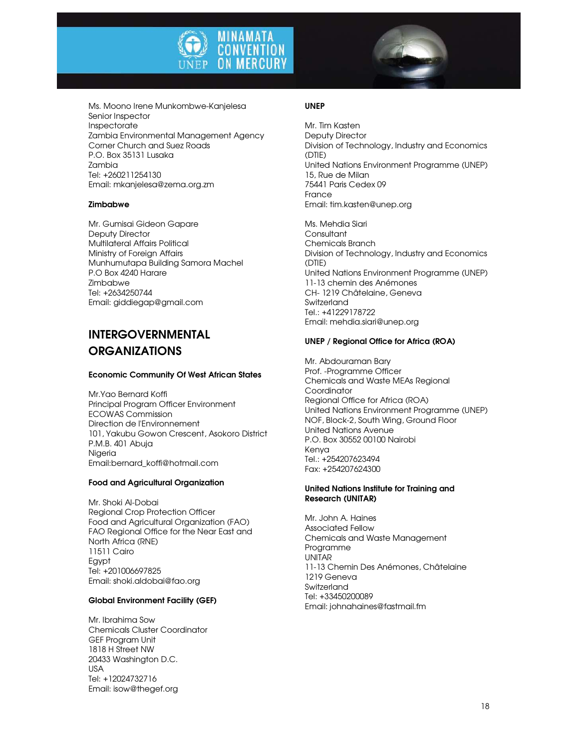Ms. Moono Irene Munkombwe-Kanjelesa
Senior Inspector
Inspectorate
Zambia Environmental Management Agency
Corner Church and Suez Roads
P.O. Box 35131 Lusaka
Zambia
Tel: +260211254130
Email: mkanjelesa@zema.org.zm

**Zimbabwe**

Mr. Gumisai Gideon Gapare
Deputy Director
Multilateral Affairs Political
Ministry of Foreign Affairs
Munhumutapa Building Samora Machel
P.O Box 4240 Harare
Zimbabwe
Tel: +2634250744
Email: giddiegap@gmail.com

## INTERGOVERNMENTAL ORGANIZATIONS

**Economic Community Of West African States**

Mr.Yao Bernard Koffi
Principal Program Officer Environment
ECOWAS Commission
Direction de l'Environnement
101, Yakubu Gowon Crescent, Asokoro District
P.M.B. 401 Abuja
Nigeria
Email:bernard_koffi@hotmail.com

**Food and Agricultural Organization**

Mr. Shoki Al-Dobai
Regional Crop Protection Officer
Food and Agricultural Organization (FAO)
FAO Regional Office for the Near East and North Africa (RNE)
11511 Cairo
Egypt
Tel: +201006697825
Email: shoki.aldobai@fao.org

**Global Environment Facility (GEF)**

Mr. Ibrahima Sow
Chemicals Cluster Coordinator
GEF Program Unit
1818 H Street NW
20433 Washington D.C.
USA
Tel: +12024732716
Email: isow@thegef.org

**UNEP**

Mr. Tim Kasten
Deputy Director
Division of Technology, Industry and Economics (DTIE)
United Nations Environment Programme (UNEP)
15, Rue de Milan
75441 Paris Cedex 09
France
Email: tim.kasten@unep.org

Ms. Mehdia Siari
Consultant
Chemicals Branch
Division of Technology, Industry and Economics (DTIE)
United Nations Environment Programme (UNEP)
11-13 chemin des Anémones
CH- 1219 Châtelaine, Geneva
Switzerland
Tel.: +41229178722
Email: mehdia.siari@unep.org

**UNEP / Regional Office for Africa (ROA)**

Mr. Abdouraman Bary
Prof. -Programme Officer
Chemicals and Waste MEAs Regional Coordinator
Regional Office for Africa (ROA)
United Nations Environment Programme (UNEP)
NOF, Block-2, South Wing, Ground Floor
United Nations Avenue
P.O. Box 30552 00100 Nairobi
Kenya
Tel.: +254207623494
Fax: +254207624300

**United Nations Institute for Training and Research (UNITAR)**

Mr. John A. Haines
Associated Fellow
Chemicals and Waste Management Programme
UNITAR
11-13 Chemin Des Anémones, Châtelaine
1219 Geneva
Switzerland
Tel: +33450200089
Email: johnahaines@fastmail.fm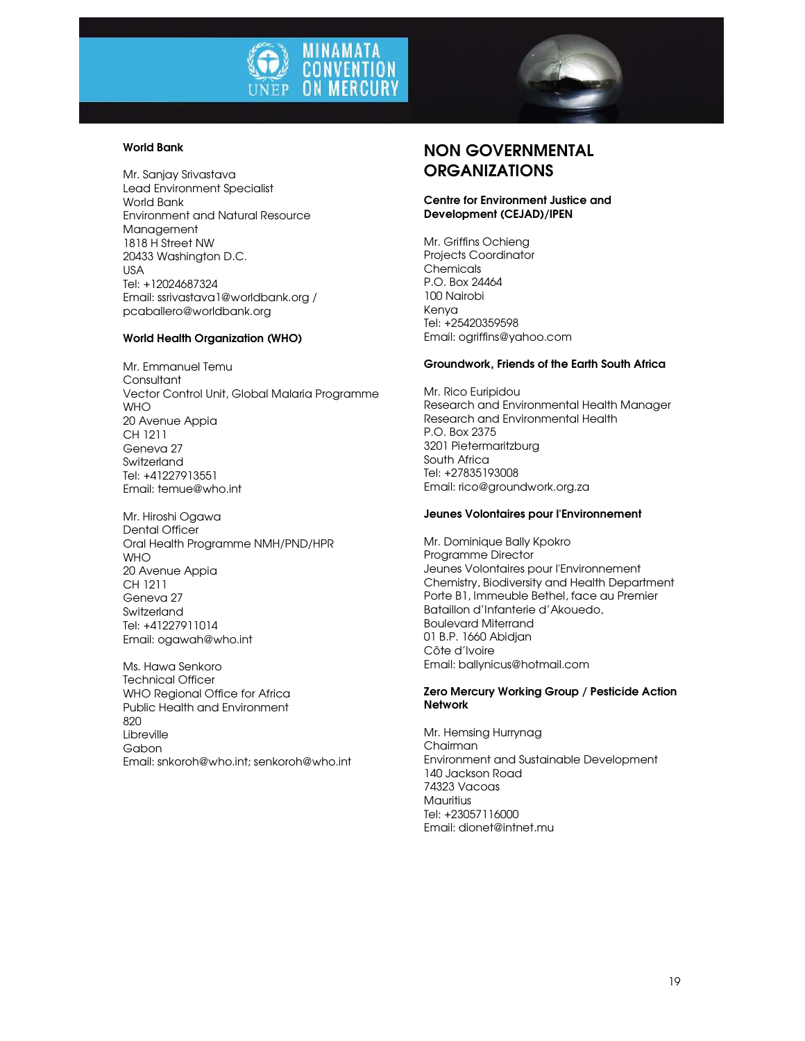**World Bank**

Mr. Sanjay Srivastava
Lead Environment Specialist
World Bank
Environment and Natural Resource Management
1818 H Street NW
20433 Washington D.C.
USA
Tel: +12024687324
Email: ssrivastava1@worldbank.org / pcaballero@worldbank.org

**World Health Organization (WHO)**

Mr. Emmanuel Temu
Consultant
Vector Control Unit, Global Malaria Programme
WHO
20 Avenue Appia
CH 1211
Geneva 27
Switzerland
Tel: +41227913551
Email: temue@who.int

Mr. Hiroshi Ogawa
Dental Officer
Oral Health Programme NMH/PND/HPR
WHO
20 Avenue Appia
CH 1211
Geneva 27
Switzerland
Tel: +41227911014
Email: ogawah@who.int

Ms. Hawa Senkoro
Technical Officer
WHO Regional Office for Africa
Public Health and Environment
820
Libreville
Gabon
Email: snkoroh@who.int; senkoroh@who.int

## NON GOVERNMENTAL ORGANIZATIONS

**Centre for Environment Justice and Development (CEJAD)/IPEN**

Mr. Griffins Ochieng
Projects Coordinator
Chemicals
P.O. Box 24464
100 Nairobi
Kenya
Tel: +25420359598
Email: ogriffins@yahoo.com

**Groundwork, Friends of the Earth South Africa**

Mr. Rico Euripidou
Research and Environmental Health Manager
Research and Environmental Health
P.O. Box 2375
3201 Pietermaritzburg
South Africa
Tel: +27835193008
Email: rico@groundwork.org.za

**Jeunes Volontaires pour l'Environnement**

Mr. Dominique Bally Kpokro
Programme Director
Jeunes Volontaires pour l'Environnement
Chemistry, Biodiversity and Health Department
Porte B1, Immeuble Bethel, face au Premier Bataillon d'Infanterie d'Akouedo,
Boulevard Miterrand
01 B.P. 1660 Abidjan
Côte d'Ivoire
Email: ballynicus@hotmail.com

**Zero Mercury Working Group / Pesticide Action Network**

Mr. Hemsing Hurrynag
Chairman
Environment and Sustainable Development
140 Jackson Road
74323 Vacoas
Mauritius
Tel: +23057116000
Email: dionet@intnet.mu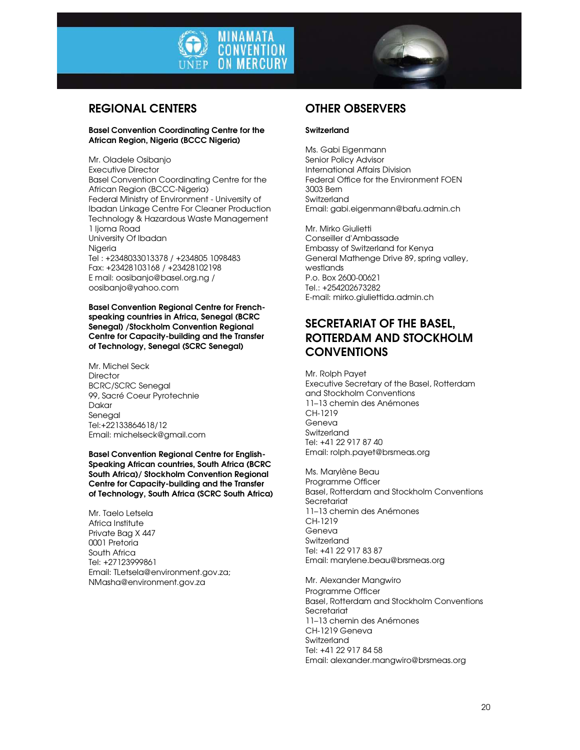## REGIONAL CENTERS

**Basel Convention Coordinating Centre for the African Region, Nigeria (BCCC Nigeria)**

Mr. Oladele Osibanjo
Executive Director
Basel Convention Coordinating Centre for the African Region (BCCC-Nigeria)
Federal Ministry of Environment - University of Ibadan Linkage Centre For Cleaner Production Technology & Hazardous Waste Management
1 Ijoma Road
University Of Ibadan
Nigeria
Tel : +2348033013378 / +234805 1098483
Fax: +23428103168 / +23428102198
E mail: oosibanjo@basel.org.ng / oosibanjo@yahoo.com

**Basel Convention Regional Centre for French-speaking countries in Africa, Senegal (BCRC Senegal) /Stockholm Convention Regional Centre for Capacity-building and the Transfer of Technology, Senegal (SCRC Senegal)**

Mr. Michel Seck
Director
BCRC/SCRC Senegal
99, Sacré Coeur Pyrotechnie
Dakar
Senegal
Tel:+22133864618/12
Email: michelseck@gmail.com

**Basel Convention Regional Centre for English-Speaking African countries, South Africa (BCRC South Africa)/ Stockholm Convention Regional Centre for Capacity-building and the Transfer of Technology, South Africa (SCRC South Africa)**

Mr. Taelo Letsela
Africa Institute
Private Bag X 447
0001 Pretoria
South Africa
Tel: +27123999861
Email: TLetsela@environment.gov.za; NMasha@environment.gov.za

## OTHER OBSERVERS

**Switzerland**

Ms. Gabi Eigenmann
Senior Policy Advisor
International Affairs Division
Federal Office for the Environment FOEN
3003 Bern
Switzerland
Email: gabi.eigenmann@bafu.admin.ch

Mr. Mirko Giulietti
Conseiller d'Ambassade
Embassy of Switzerland for Kenya
General Mathenge Drive 89, spring valley, westlands
P.o. Box 2600-00621
Tel.: +254202673282
E-mail: mirko.giuliettida.admin.ch

## SECRETARIAT OF THE BASEL, ROTTERDAM AND STOCKHOLM CONVENTIONS

Mr. Rolph Payet
Executive Secretary of the Basel, Rotterdam and Stockholm Conventions
11–13 chemin des Anémones
CH-1219
Geneva
Switzerland
Tel: +41 22 917 87 40
Email: rolph.payet@brsmeas.org

Ms. Marylène Beau
Programme Officer
Basel, Rotterdam and Stockholm Conventions Secretariat
11–13 chemin des Anémones
CH-1219
Geneva
Switzerland
Tel: +41 22 917 83 87
Email: marylene.beau@brsmeas.org

Mr. Alexander Mangwiro
Programme Officer
Basel, Rotterdam and Stockholm Conventions Secretariat
11–13 chemin des Anémones
CH-1219 Geneva
Switzerland
Tel: +41 22 917 84 58
Email: alexander.mangwiro@brsmeas.org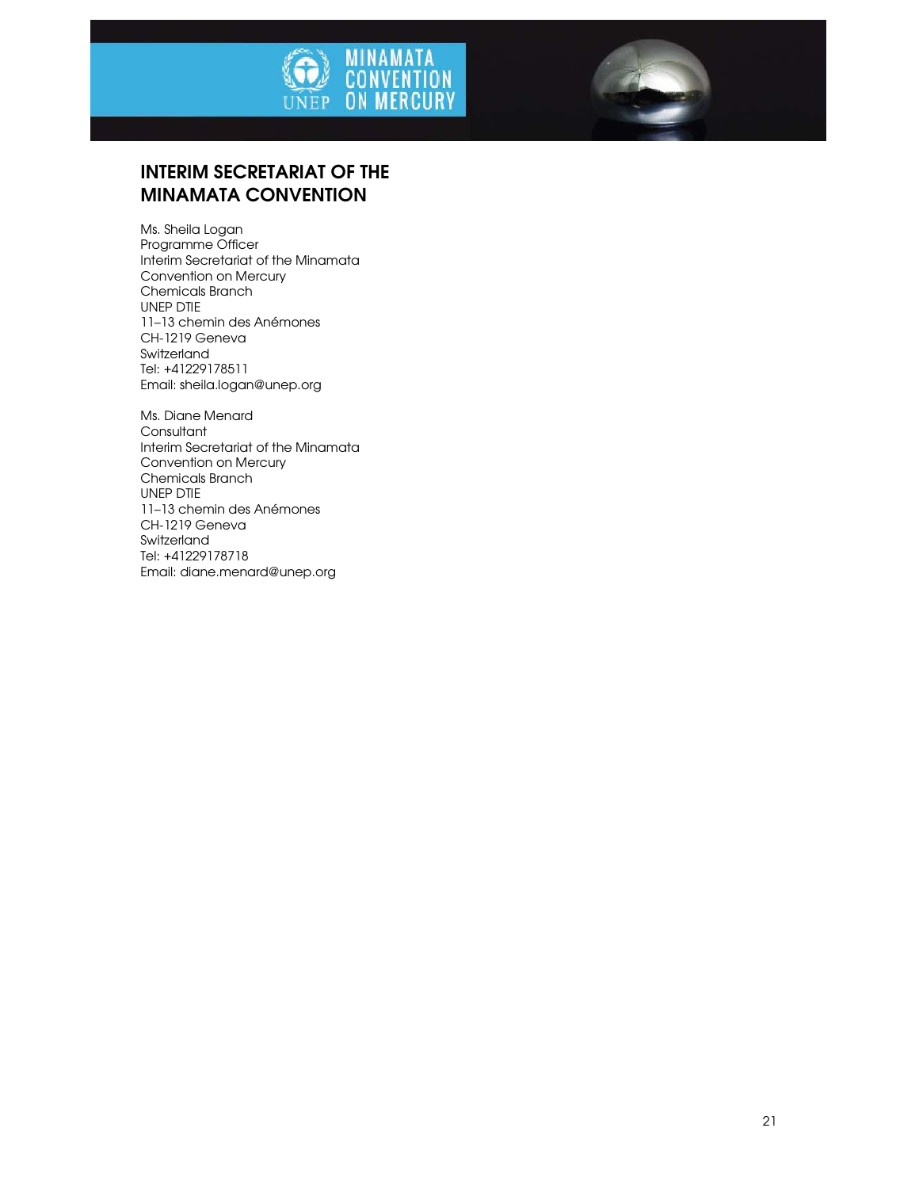## INTERIM SECRETARIAT OF THE MINAMATA CONVENTION

Ms. Sheila Logan  
Programme Officer  
Interim Secretariat of the Minamata Convention on Mercury  
Chemicals Branch  
UNEP DTIE  
11–13 chemin des Anémones  
CH-1219 Geneva  
Switzerland  
Tel: +41229178511  
Email: sheila.logan@unep.org

Ms. Diane Menard  
Consultant  
Interim Secretariat of the Minamata Convention on Mercury  
Chemicals Branch  
UNEP DTIE  
11–13 chemin des Anémones  
CH-1219 Geneva  
Switzerland  
Tel: +41229178718  
Email: diane.menard@unep.org